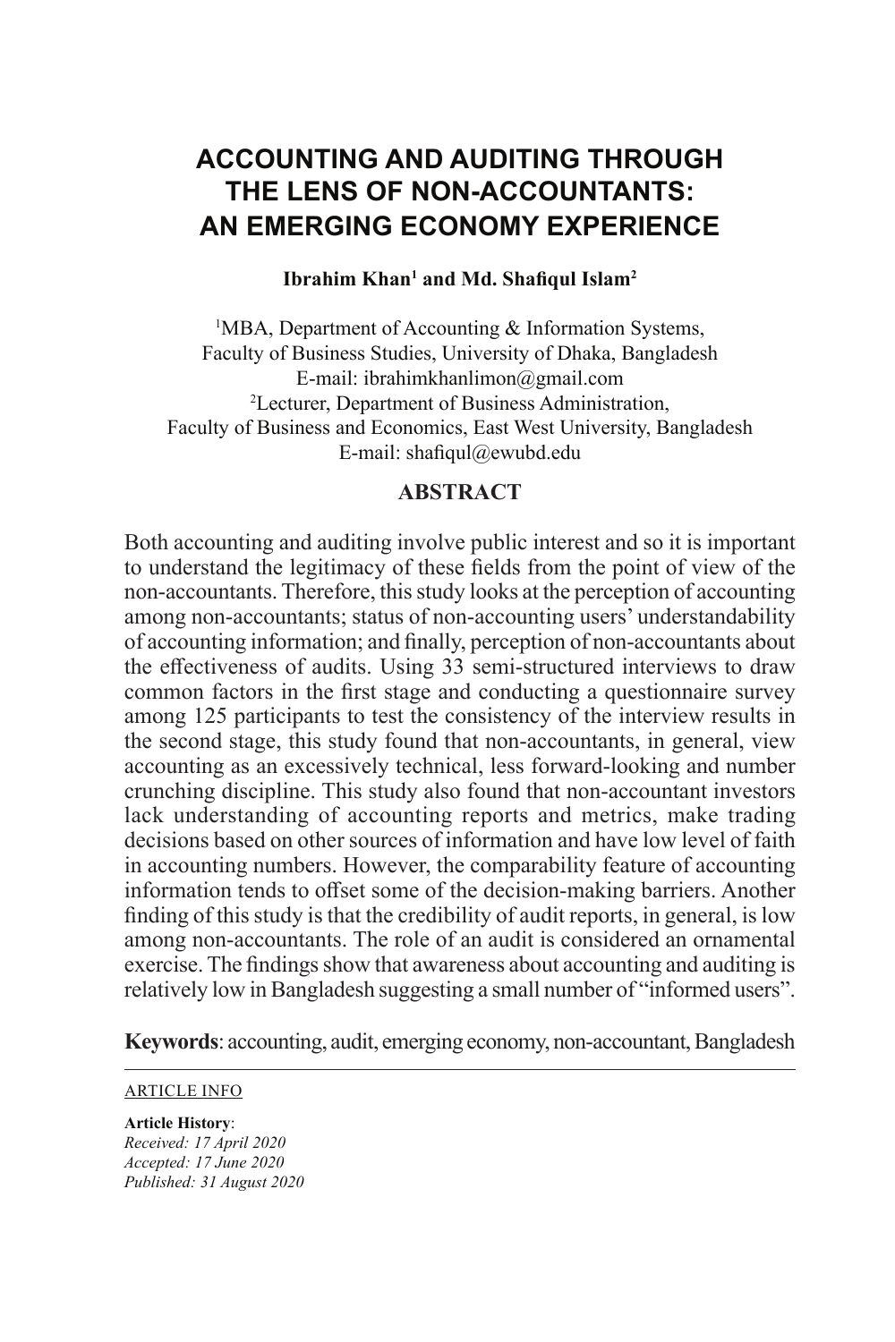# ACCOUNTING AND AUDITING THROUGH THE LENS OF NON-ACCOUNTANTS: AN EMERGING ECONOMY EXPERIENCE

**Ibrahim Khan[1] and Md. Shafiqul Islam[2]**

[1]MBA, Department of Accounting & Information Systems,
Faculty of Business Studies, University of Dhaka, Bangladesh
E-mail: ibrahimkhanlimon@gmail.com
[2]Lecturer, Department of Business Administration,
Faculty of Business and Economics, East West University, Bangladesh
E-mail: shafiqul@ewubd.edu

## ABSTRACT

Both accounting and auditing involve public interest and so it is important to understand the legitimacy of these fields from the point of view of the non-accountants. Therefore, this study looks at the perception of accounting among non-accountants; status of non-accounting users' understandability of accounting information; and finally, perception of non-accountants about the effectiveness of audits. Using 33 semi-structured interviews to draw common factors in the first stage and conducting a questionnaire survey among 125 participants to test the consistency of the interview results in the second stage, this study found that non-accountants, in general, view accounting as an excessively technical, less forward-looking and number crunching discipline. This study also found that non-accountant investors lack understanding of accounting reports and metrics, make trading decisions based on other sources of information and have low level of faith in accounting numbers. However, the comparability feature of accounting information tends to offset some of the decision-making barriers. Another finding of this study is that the credibility of audit reports, in general, is low among non-accountants. The role of an audit is considered an ornamental exercise. The findings show that awareness about accounting and auditing is relatively low in Bangladesh suggesting a small number of "informed users".

**Keywords**: accounting, audit, emerging economy, non-accountant, Bangladesh

---

ARTICLE INFO

**Article History**:
*Received: 17 April 2020*
*Accepted: 17 June 2020*
*Published: 31 August 2020*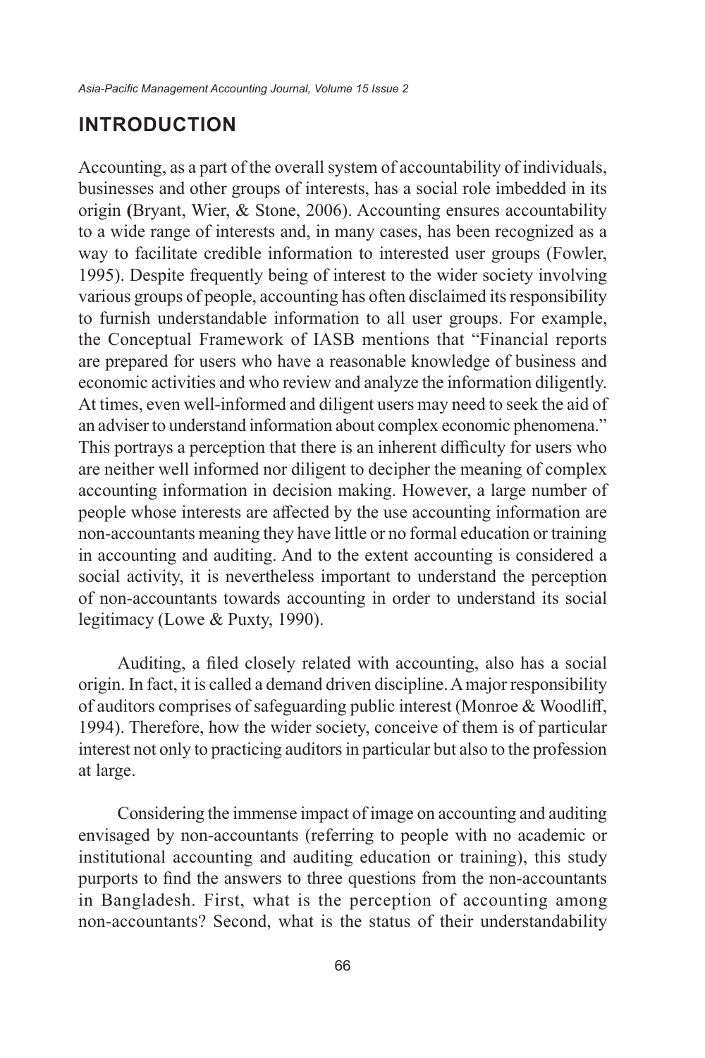## INTRODUCTION

Accounting, as a part of the overall system of accountability of individuals, businesses and other groups of interests, has a social role imbedded in its origin **(**Bryant, Wier, & Stone, 2006). Accounting ensures accountability to a wide range of interests and, in many cases, has been recognized as a way to facilitate credible information to interested user groups (Fowler, 1995). Despite frequently being of interest to the wider society involving various groups of people, accounting has often disclaimed its responsibility to furnish understandable information to all user groups. For example, the Conceptual Framework of IASB mentions that "Financial reports are prepared for users who have a reasonable knowledge of business and economic activities and who review and analyze the information diligently. At times, even well-informed and diligent users may need to seek the aid of an adviser to understand information about complex economic phenomena." This portrays a perception that there is an inherent difficulty for users who are neither well informed nor diligent to decipher the meaning of complex accounting information in decision making. However, a large number of people whose interests are affected by the use accounting information are non-accountants meaning they have little or no formal education or training in accounting and auditing. And to the extent accounting is considered a social activity, it is nevertheless important to understand the perception of non-accountants towards accounting in order to understand its social legitimacy (Lowe & Puxty, 1990).

Auditing, a filed closely related with accounting, also has a social origin. In fact, it is called a demand driven discipline. A major responsibility of auditors comprises of safeguarding public interest (Monroe & Woodliff, 1994). Therefore, how the wider society, conceive of them is of particular interest not only to practicing auditors in particular but also to the profession at large.

Considering the immense impact of image on accounting and auditing envisaged by non-accountants (referring to people with no academic or institutional accounting and auditing education or training), this study purports to find the answers to three questions from the non-accountants in Bangladesh. First, what is the perception of accounting among non-accountants? Second, what is the status of their understandability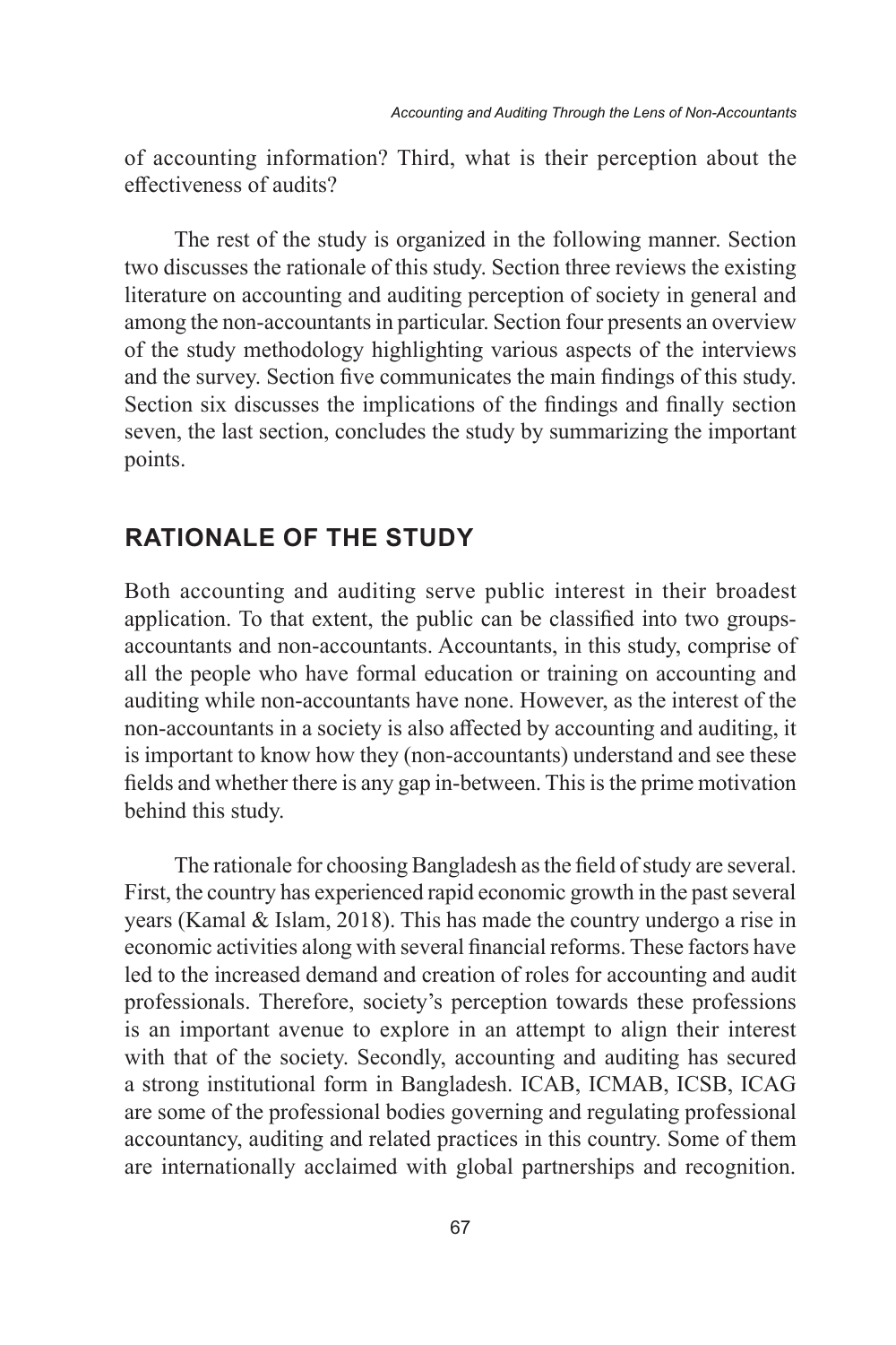of accounting information? Third, what is their perception about the effectiveness of audits?

The rest of the study is organized in the following manner. Section two discusses the rationale of this study. Section three reviews the existing literature on accounting and auditing perception of society in general and among the non-accountants in particular. Section four presents an overview of the study methodology highlighting various aspects of the interviews and the survey. Section five communicates the main findings of this study. Section six discusses the implications of the findings and finally section seven, the last section, concludes the study by summarizing the important points.

## RATIONALE OF THE STUDY

Both accounting and auditing serve public interest in their broadest application. To that extent, the public can be classified into two groups-accountants and non-accountants. Accountants, in this study, comprise of all the people who have formal education or training on accounting and auditing while non-accountants have none. However, as the interest of the non-accountants in a society is also affected by accounting and auditing, it is important to know how they (non-accountants) understand and see these fields and whether there is any gap in-between. This is the prime motivation behind this study.

The rationale for choosing Bangladesh as the field of study are several. First, the country has experienced rapid economic growth in the past several years (Kamal & Islam, 2018). This has made the country undergo a rise in economic activities along with several financial reforms. These factors have led to the increased demand and creation of roles for accounting and audit professionals. Therefore, society's perception towards these professions is an important avenue to explore in an attempt to align their interest with that of the society. Secondly, accounting and auditing has secured a strong institutional form in Bangladesh. ICAB, ICMAB, ICSB, ICAG are some of the professional bodies governing and regulating professional accountancy, auditing and related practices in this country. Some of them are internationally acclaimed with global partnerships and recognition.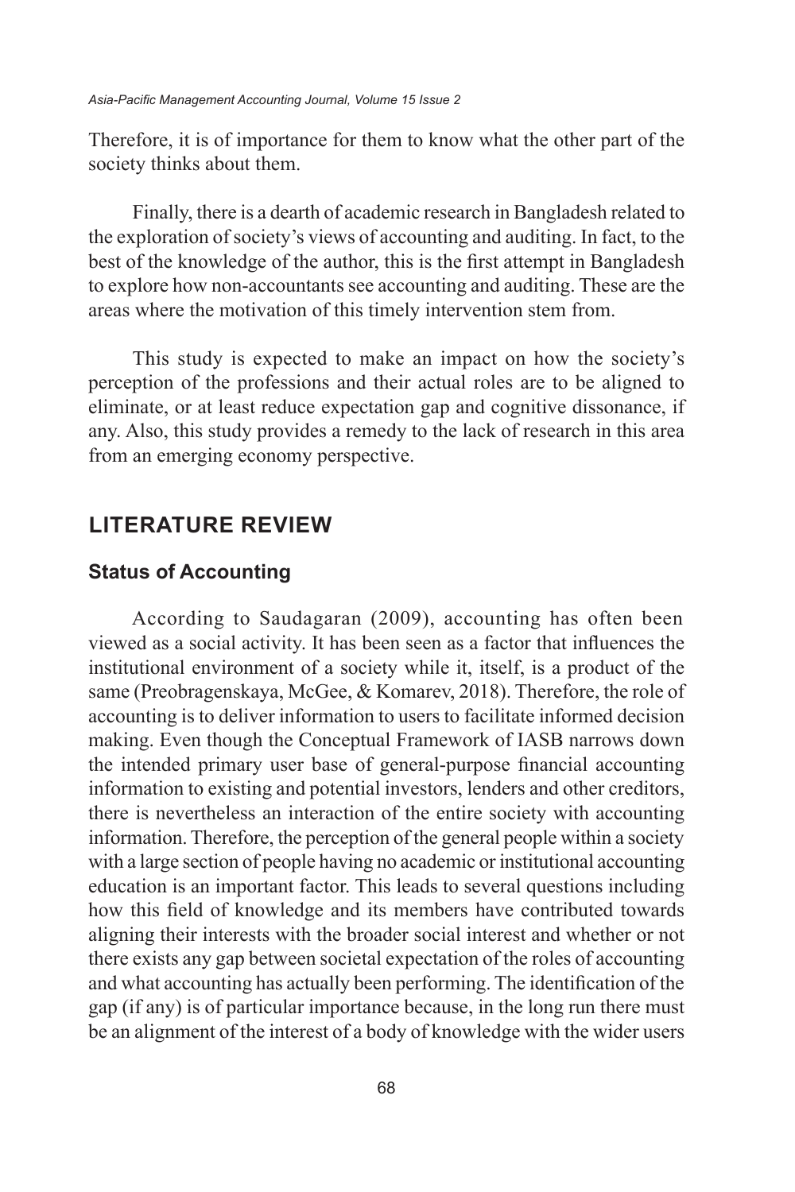Therefore, it is of importance for them to know what the other part of the society thinks about them.

Finally, there is a dearth of academic research in Bangladesh related to the exploration of society's views of accounting and auditing. In fact, to the best of the knowledge of the author, this is the first attempt in Bangladesh to explore how non-accountants see accounting and auditing. These are the areas where the motivation of this timely intervention stem from.

This study is expected to make an impact on how the society's perception of the professions and their actual roles are to be aligned to eliminate, or at least reduce expectation gap and cognitive dissonance, if any. Also, this study provides a remedy to the lack of research in this area from an emerging economy perspective.

## LITERATURE REVIEW

### Status of Accounting

According to Saudagaran (2009), accounting has often been viewed as a social activity. It has been seen as a factor that influences the institutional environment of a society while it, itself, is a product of the same (Preobragenskaya, McGee, & Komarev, 2018). Therefore, the role of accounting is to deliver information to users to facilitate informed decision making. Even though the Conceptual Framework of IASB narrows down the intended primary user base of general-purpose financial accounting information to existing and potential investors, lenders and other creditors, there is nevertheless an interaction of the entire society with accounting information. Therefore, the perception of the general people within a society with a large section of people having no academic or institutional accounting education is an important factor. This leads to several questions including how this field of knowledge and its members have contributed towards aligning their interests with the broader social interest and whether or not there exists any gap between societal expectation of the roles of accounting and what accounting has actually been performing. The identification of the gap (if any) is of particular importance because, in the long run there must be an alignment of the interest of a body of knowledge with the wider users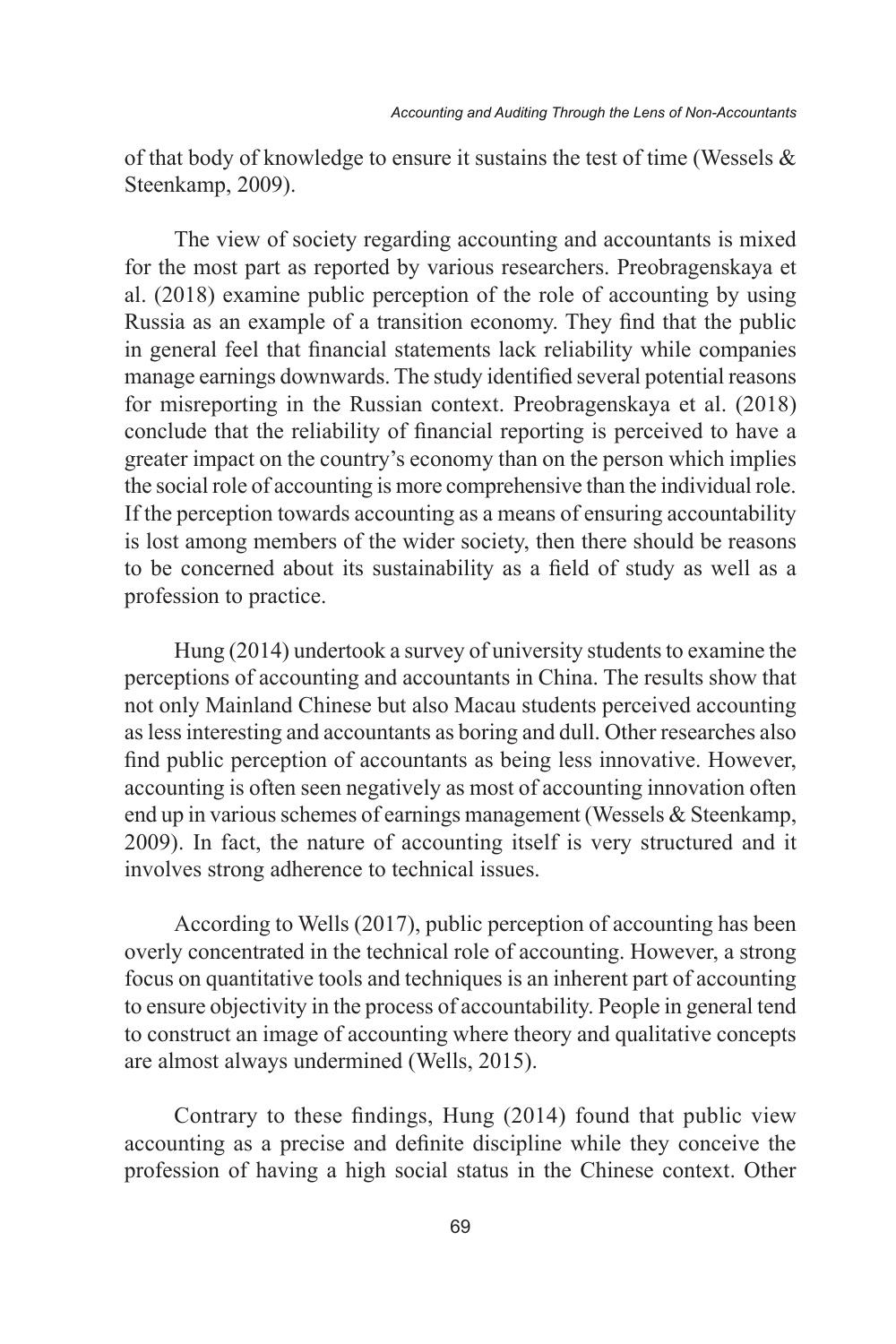of that body of knowledge to ensure it sustains the test of time (Wessels & Steenkamp, 2009).

The view of society regarding accounting and accountants is mixed for the most part as reported by various researchers. Preobragenskaya et al. (2018) examine public perception of the role of accounting by using Russia as an example of a transition economy. They find that the public in general feel that financial statements lack reliability while companies manage earnings downwards. The study identified several potential reasons for misreporting in the Russian context. Preobragenskaya et al. (2018) conclude that the reliability of financial reporting is perceived to have a greater impact on the country's economy than on the person which implies the social role of accounting is more comprehensive than the individual role. If the perception towards accounting as a means of ensuring accountability is lost among members of the wider society, then there should be reasons to be concerned about its sustainability as a field of study as well as a profession to practice.

Hung (2014) undertook a survey of university students to examine the perceptions of accounting and accountants in China. The results show that not only Mainland Chinese but also Macau students perceived accounting as less interesting and accountants as boring and dull. Other researches also find public perception of accountants as being less innovative. However, accounting is often seen negatively as most of accounting innovation often end up in various schemes of earnings management (Wessels & Steenkamp, 2009). In fact, the nature of accounting itself is very structured and it involves strong adherence to technical issues.

According to Wells (2017), public perception of accounting has been overly concentrated in the technical role of accounting. However, a strong focus on quantitative tools and techniques is an inherent part of accounting to ensure objectivity in the process of accountability. People in general tend to construct an image of accounting where theory and qualitative concepts are almost always undermined (Wells, 2015).

Contrary to these findings, Hung (2014) found that public view accounting as a precise and definite discipline while they conceive the profession of having a high social status in the Chinese context. Other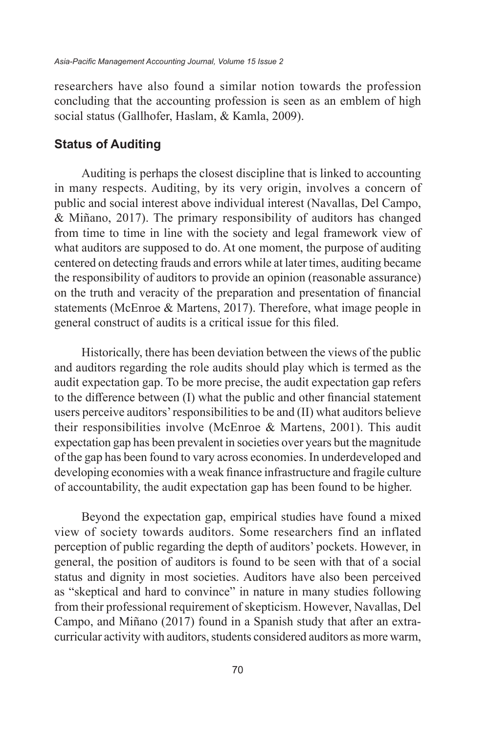researchers have also found a similar notion towards the profession concluding that the accounting profession is seen as an emblem of high social status (Gallhofer, Haslam, & Kamla, 2009).

## Status of Auditing

Auditing is perhaps the closest discipline that is linked to accounting in many respects. Auditing, by its very origin, involves a concern of public and social interest above individual interest (Navallas, Del Campo, & Miñano, 2017). The primary responsibility of auditors has changed from time to time in line with the society and legal framework view of what auditors are supposed to do. At one moment, the purpose of auditing centered on detecting frauds and errors while at later times, auditing became the responsibility of auditors to provide an opinion (reasonable assurance) on the truth and veracity of the preparation and presentation of financial statements (McEnroe & Martens, 2017). Therefore, what image people in general construct of audits is a critical issue for this filed.

Historically, there has been deviation between the views of the public and auditors regarding the role audits should play which is termed as the audit expectation gap. To be more precise, the audit expectation gap refers to the difference between (I) what the public and other financial statement users perceive auditors' responsibilities to be and (II) what auditors believe their responsibilities involve (McEnroe & Martens, 2001). This audit expectation gap has been prevalent in societies over years but the magnitude of the gap has been found to vary across economies. In underdeveloped and developing economies with a weak finance infrastructure and fragile culture of accountability, the audit expectation gap has been found to be higher.

Beyond the expectation gap, empirical studies have found a mixed view of society towards auditors. Some researchers find an inflated perception of public regarding the depth of auditors' pockets. However, in general, the position of auditors is found to be seen with that of a social status and dignity in most societies. Auditors have also been perceived as "skeptical and hard to convince" in nature in many studies following from their professional requirement of skepticism. However, Navallas, Del Campo, and Miñano (2017) found in a Spanish study that after an extra-curricular activity with auditors, students considered auditors as more warm,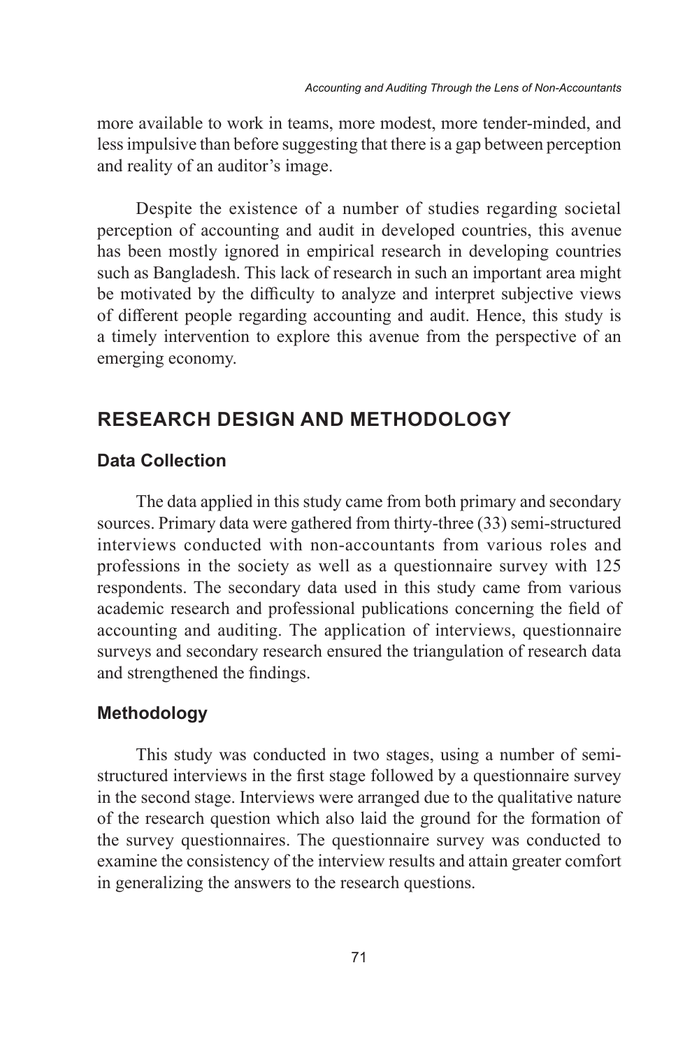more available to work in teams, more modest, more tender-minded, and less impulsive than before suggesting that there is a gap between perception and reality of an auditor's image.

Despite the existence of a number of studies regarding societal perception of accounting and audit in developed countries, this avenue has been mostly ignored in empirical research in developing countries such as Bangladesh. This lack of research in such an important area might be motivated by the difficulty to analyze and interpret subjective views of different people regarding accounting and audit. Hence, this study is a timely intervention to explore this avenue from the perspective of an emerging economy.

## RESEARCH DESIGN AND METHODOLOGY

### Data Collection

The data applied in this study came from both primary and secondary sources. Primary data were gathered from thirty-three (33) semi-structured interviews conducted with non-accountants from various roles and professions in the society as well as a questionnaire survey with 125 respondents. The secondary data used in this study came from various academic research and professional publications concerning the field of accounting and auditing. The application of interviews, questionnaire surveys and secondary research ensured the triangulation of research data and strengthened the findings.

### Methodology

This study was conducted in two stages, using a number of semi-structured interviews in the first stage followed by a questionnaire survey in the second stage. Interviews were arranged due to the qualitative nature of the research question which also laid the ground for the formation of the survey questionnaires. The questionnaire survey was conducted to examine the consistency of the interview results and attain greater comfort in generalizing the answers to the research questions.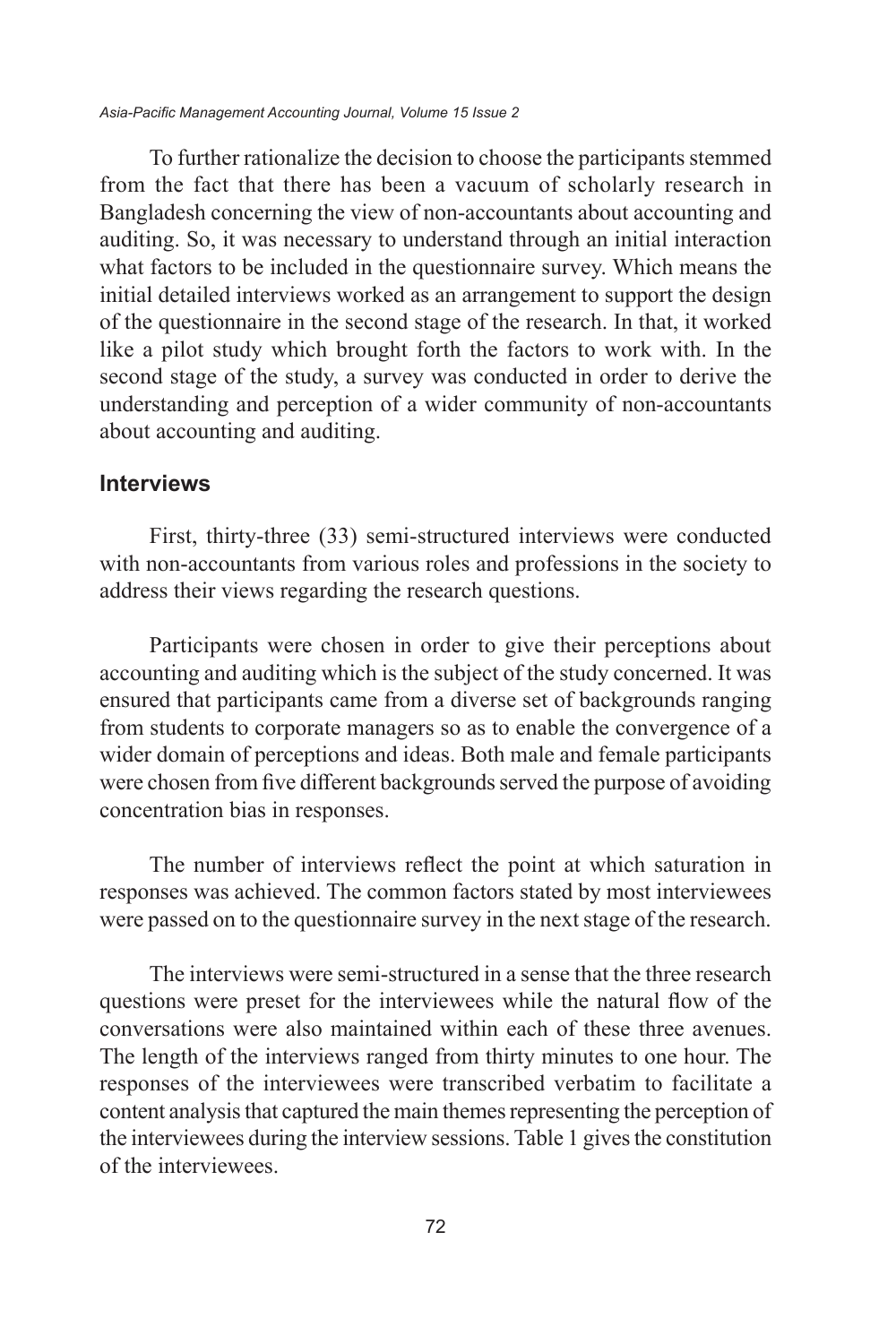To further rationalize the decision to choose the participants stemmed from the fact that there has been a vacuum of scholarly research in Bangladesh concerning the view of non-accountants about accounting and auditing. So, it was necessary to understand through an initial interaction what factors to be included in the questionnaire survey. Which means the initial detailed interviews worked as an arrangement to support the design of the questionnaire in the second stage of the research. In that, it worked like a pilot study which brought forth the factors to work with. In the second stage of the study, a survey was conducted in order to derive the understanding and perception of a wider community of non-accountants about accounting and auditing.

## Interviews

First, thirty-three (33) semi-structured interviews were conducted with non-accountants from various roles and professions in the society to address their views regarding the research questions.

Participants were chosen in order to give their perceptions about accounting and auditing which is the subject of the study concerned. It was ensured that participants came from a diverse set of backgrounds ranging from students to corporate managers so as to enable the convergence of a wider domain of perceptions and ideas. Both male and female participants were chosen from five different backgrounds served the purpose of avoiding concentration bias in responses.

The number of interviews reflect the point at which saturation in responses was achieved. The common factors stated by most interviewees were passed on to the questionnaire survey in the next stage of the research.

The interviews were semi-structured in a sense that the three research questions were preset for the interviewees while the natural flow of the conversations were also maintained within each of these three avenues. The length of the interviews ranged from thirty minutes to one hour. The responses of the interviewees were transcribed verbatim to facilitate a content analysis that captured the main themes representing the perception of the interviewees during the interview sessions. Table 1 gives the constitution of the interviewees.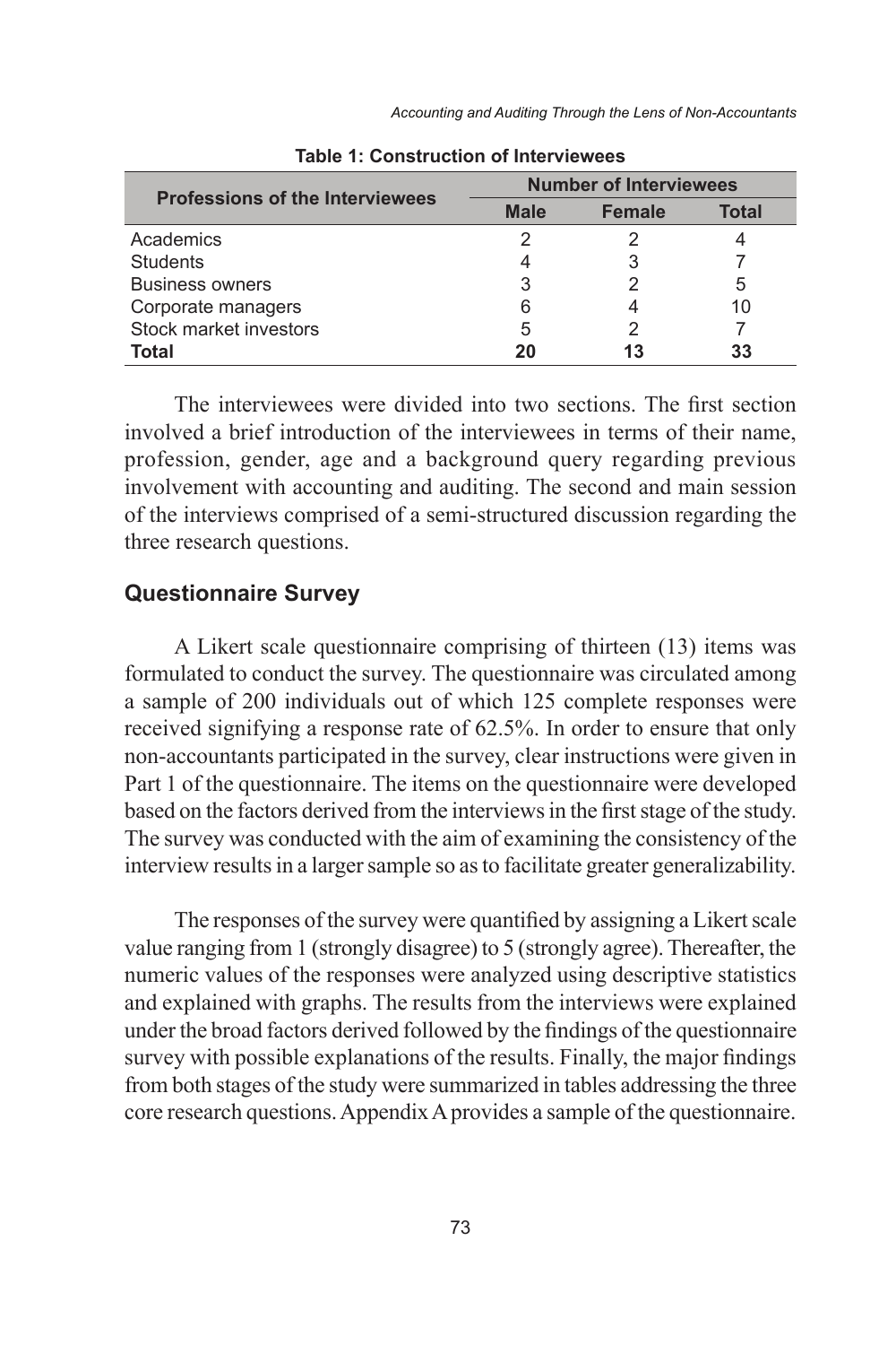**Table 1: Construction of Interviewees**

| Professions of the Interviewees | Number of Interviewees | | |
|---|---|---|---|
| | Male | Female | Total |
| Academics | 2 | 2 | 4 |
| Students | 4 | 3 | 7 |
| Business owners | 3 | 2 | 5 |
| Corporate managers | 6 | 4 | 10 |
| Stock market investors | 5 | 2 | 7 |
| **Total** | **20** | **13** | **33** |

The interviewees were divided into two sections. The first section involved a brief introduction of the interviewees in terms of their name, profession, gender, age and a background query regarding previous involvement with accounting and auditing. The second and main session of the interviews comprised of a semi-structured discussion regarding the three research questions.

## Questionnaire Survey

A Likert scale questionnaire comprising of thirteen (13) items was formulated to conduct the survey. The questionnaire was circulated among a sample of 200 individuals out of which 125 complete responses were received signifying a response rate of 62.5%. In order to ensure that only non-accountants participated in the survey, clear instructions were given in Part 1 of the questionnaire. The items on the questionnaire were developed based on the factors derived from the interviews in the first stage of the study. The survey was conducted with the aim of examining the consistency of the interview results in a larger sample so as to facilitate greater generalizability.

The responses of the survey were quantified by assigning a Likert scale value ranging from 1 (strongly disagree) to 5 (strongly agree). Thereafter, the numeric values of the responses were analyzed using descriptive statistics and explained with graphs. The results from the interviews were explained under the broad factors derived followed by the findings of the questionnaire survey with possible explanations of the results. Finally, the major findings from both stages of the study were summarized in tables addressing the three core research questions. Appendix A provides a sample of the questionnaire.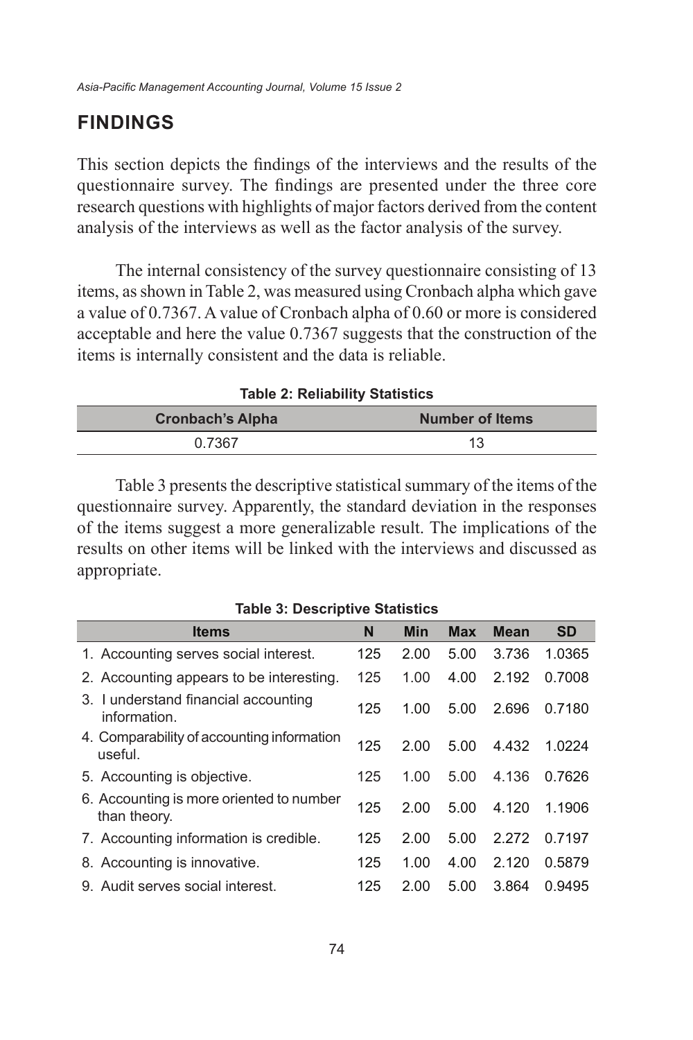## FINDINGS

This section depicts the findings of the interviews and the results of the questionnaire survey. The findings are presented under the three core research questions with highlights of major factors derived from the content analysis of the interviews as well as the factor analysis of the survey.

The internal consistency of the survey questionnaire consisting of 13 items, as shown in Table 2, was measured using Cronbach alpha which gave a value of 0.7367. A value of Cronbach alpha of 0.60 or more is considered acceptable and here the value 0.7367 suggests that the construction of the items is internally consistent and the data is reliable.

**Table 2: Reliability Statistics**

| Cronbach's Alpha | Number of Items |
|---|---|
| 0.7367 | 13 |

Table 3 presents the descriptive statistical summary of the items of the questionnaire survey. Apparently, the standard deviation in the responses of the items suggest a more generalizable result. The implications of the results on other items will be linked with the interviews and discussed as appropriate.

**Table 3: Descriptive Statistics**

| Items | N | Min | Max | Mean | SD |
|---|---|---|---|---|---|
| 1. Accounting serves social interest. | 125 | 2.00 | 5.00 | 3.736 | 1.0365 |
| 2. Accounting appears to be interesting. | 125 | 1.00 | 4.00 | 2.192 | 0.7008 |
| 3. I understand financial accounting information. | 125 | 1.00 | 5.00 | 2.696 | 0.7180 |
| 4. Comparability of accounting information useful. | 125 | 2.00 | 5.00 | 4.432 | 1.0224 |
| 5. Accounting is objective. | 125 | 1.00 | 5.00 | 4.136 | 0.7626 |
| 6. Accounting is more oriented to number than theory. | 125 | 2.00 | 5.00 | 4.120 | 1.1906 |
| 7. Accounting information is credible. | 125 | 2.00 | 5.00 | 2.272 | 0.7197 |
| 8. Accounting is innovative. | 125 | 1.00 | 4.00 | 2.120 | 0.5879 |
| 9. Audit serves social interest. | 125 | 2.00 | 5.00 | 3.864 | 0.9495 |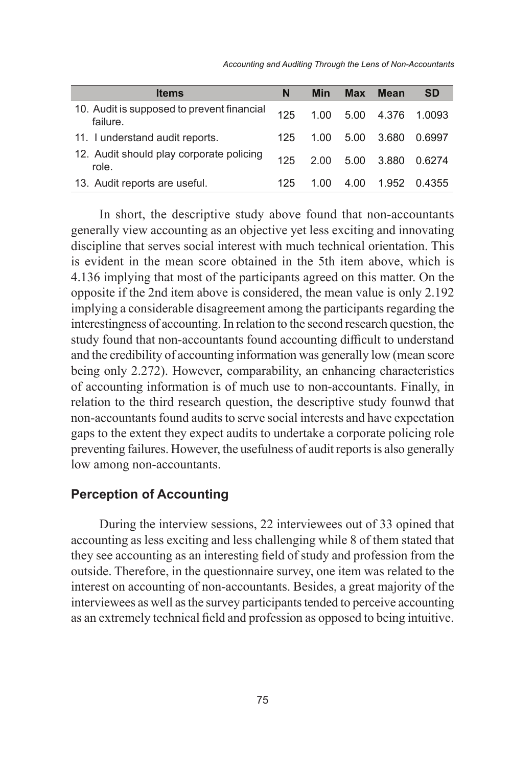| Items | N | Min | Max | Mean | SD |
|---|---|---|---|---|---|
| 10. Audit is supposed to prevent financial failure. | 125 | 1.00 | 5.00 | 4.376 | 1.0093 |
| 11. I understand audit reports. | 125 | 1.00 | 5.00 | 3.680 | 0.6997 |
| 12. Audit should play corporate policing role. | 125 | 2.00 | 5.00 | 3.880 | 0.6274 |
| 13. Audit reports are useful. | 125 | 1.00 | 4.00 | 1.952 | 0.4355 |

In short, the descriptive study above found that non-accountants generally view accounting as an objective yet less exciting and innovating discipline that serves social interest with much technical orientation. This is evident in the mean score obtained in the 5th item above, which is 4.136 implying that most of the participants agreed on this matter. On the opposite if the 2nd item above is considered, the mean value is only 2.192 implying a considerable disagreement among the participants regarding the interestingness of accounting. In relation to the second research question, the study found that non-accountants found accounting difficult to understand and the credibility of accounting information was generally low (mean score being only 2.272). However, comparability, an enhancing characteristics of accounting information is of much use to non-accountants. Finally, in relation to the third research question, the descriptive study founwd that non-accountants found audits to serve social interests and have expectation gaps to the extent they expect audits to undertake a corporate policing role preventing failures. However, the usefulness of audit reports is also generally low among non-accountants.

## Perception of Accounting

During the interview sessions, 22 interviewees out of 33 opined that accounting as less exciting and less challenging while 8 of them stated that they see accounting as an interesting field of study and profession from the outside. Therefore, in the questionnaire survey, one item was related to the interest on accounting of non-accountants. Besides, a great majority of the interviewees as well as the survey participants tended to perceive accounting as an extremely technical field and profession as opposed to being intuitive.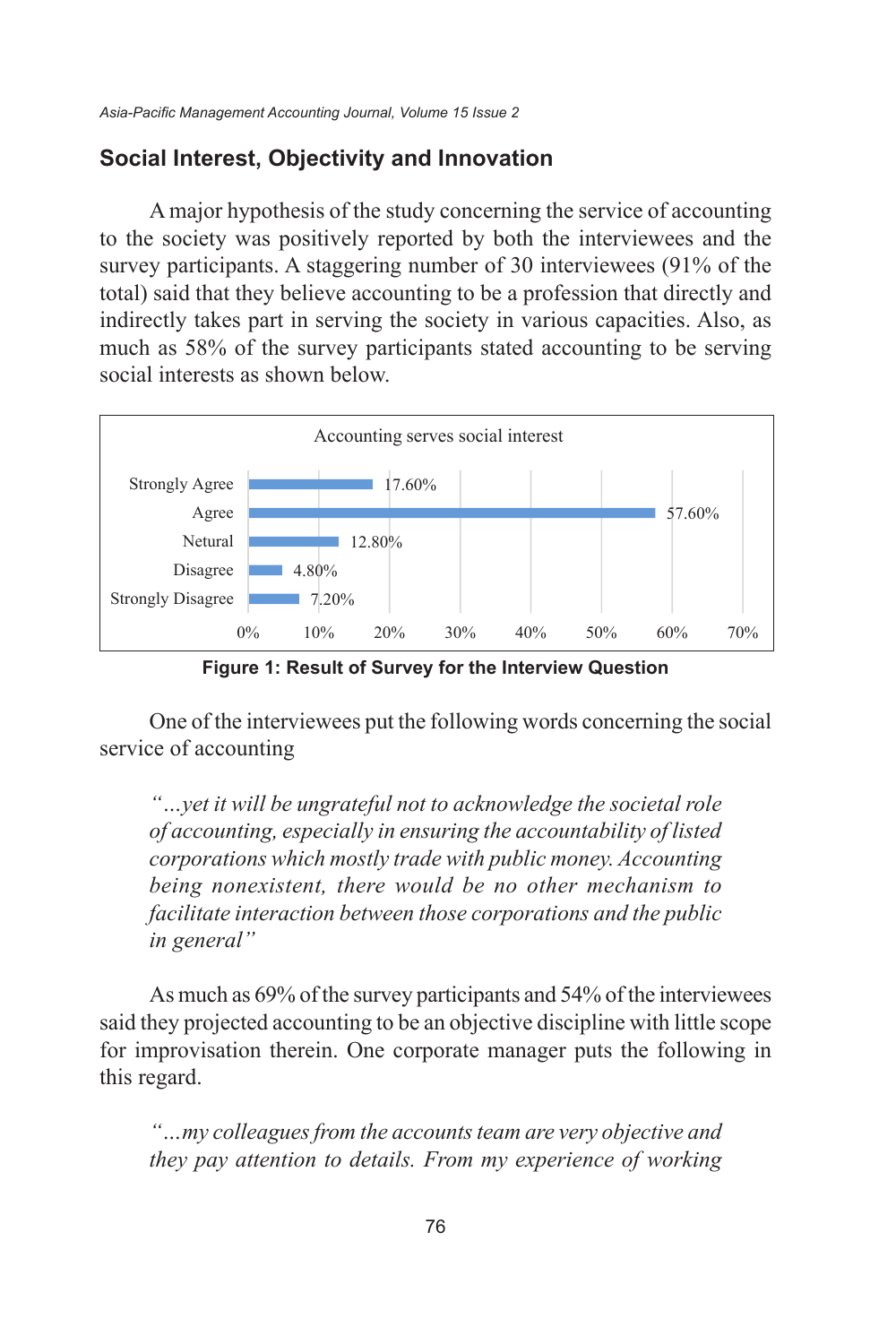## Social Interest, Objectivity and Innovation

A major hypothesis of the study concerning the service of accounting to the society was positively reported by both the interviewees and the survey participants. A staggering number of 30 interviewees (91% of the total) said that they believe accounting to be a profession that directly and indirectly takes part in serving the society in various capacities. Also, as much as 58% of the survey participants stated accounting to be serving social interests as shown below.

Accounting serves social interest

| Response | Percentage |
|---|---|
| Strongly Agree | 17.60% |
| Agree | 57.60% |
| Netural | 12.80% |
| Disagree | 4.80% |
| Strongly Disagree | 7.20% |

**Figure 1: Result of Survey for the Interview Question**

One of the interviewees put the following words concerning the social service of accounting

> *"…yet it will be ungrateful not to acknowledge the societal role of accounting, especially in ensuring the accountability of listed corporations which mostly trade with public money. Accounting being nonexistent, there would be no other mechanism to facilitate interaction between those corporations and the public in general"*

As much as 69% of the survey participants and 54% of the interviewees said they projected accounting to be an objective discipline with little scope for improvisation therein. One corporate manager puts the following in this regard.

> *"…my colleagues from the accounts team are very objective and they pay attention to details. From my experience of working*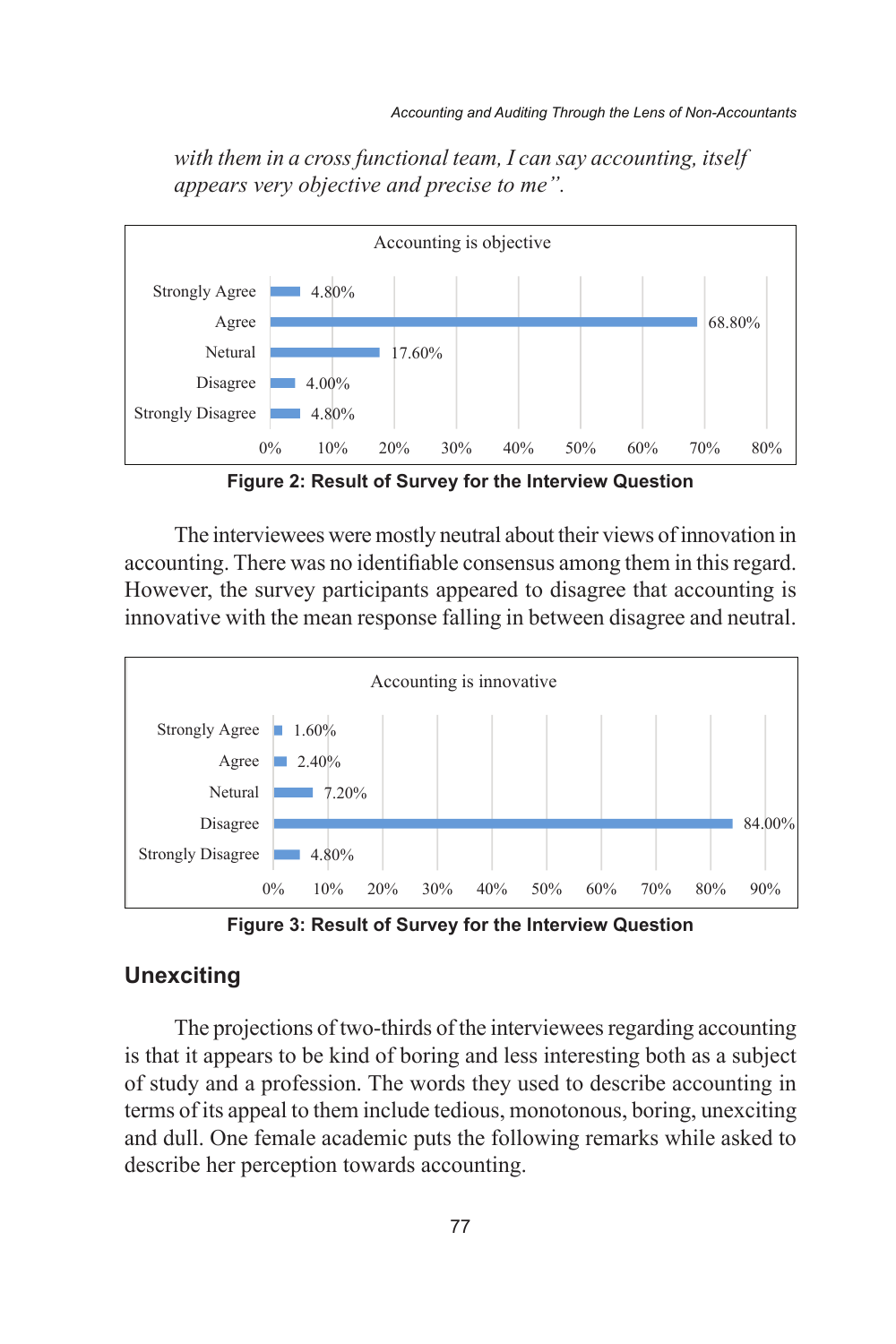*with them in a cross functional team, I can say accounting, itself appears very objective and precise to me".*

Accounting is objective

| Response | Percentage |
|---|---|
| Strongly Agree | 4.80% |
| Agree | 68.80% |
| Netural | 17.60% |
| Disagree | 4.00% |
| Strongly Disagree | 4.80% |

**Figure 2: Result of Survey for the Interview Question**

The interviewees were mostly neutral about their views of innovation in accounting. There was no identifiable consensus among them in this regard. However, the survey participants appeared to disagree that accounting is innovative with the mean response falling in between disagree and neutral.

Accounting is innovative

| Response | Percentage |
|---|---|
| Strongly Agree | 1.60% |
| Agree | 2.40% |
| Netural | 7.20% |
| Disagree | 84.00% |
| Strongly Disagree | 4.80% |

**Figure 3: Result of Survey for the Interview Question**

## Unexciting

The projections of two-thirds of the interviewees regarding accounting is that it appears to be kind of boring and less interesting both as a subject of study and a profession. The words they used to describe accounting in terms of its appeal to them include tedious, monotonous, boring, unexciting and dull. One female academic puts the following remarks while asked to describe her perception towards accounting.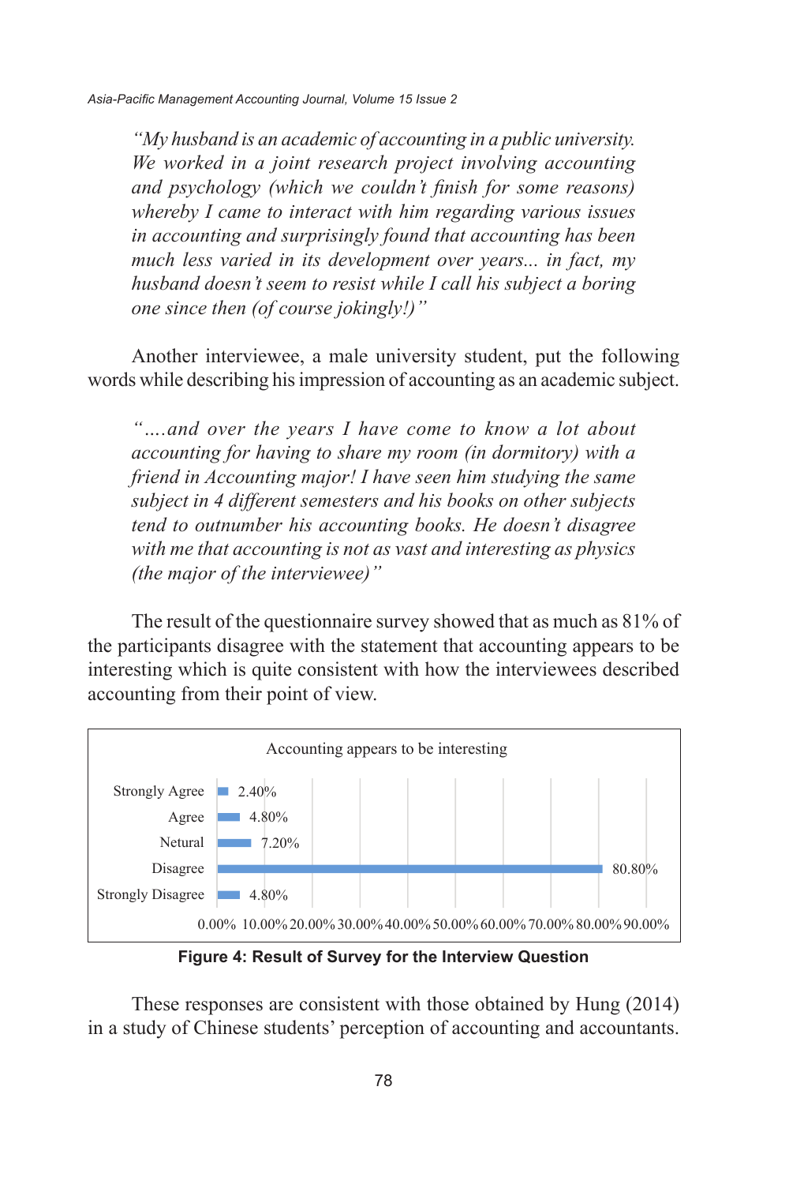*"My husband is an academic of accounting in a public university. We worked in a joint research project involving accounting and psychology (which we couldn't finish for some reasons) whereby I came to interact with him regarding various issues in accounting and surprisingly found that accounting has been much less varied in its development over years... in fact, my husband doesn't seem to resist while I call his subject a boring one since then (of course jokingly!)"*

Another interviewee, a male university student, put the following words while describing his impression of accounting as an academic subject.

*"….and over the years I have come to know a lot about accounting for having to share my room (in dormitory) with a friend in Accounting major! I have seen him studying the same subject in 4 different semesters and his books on other subjects tend to outnumber his accounting books. He doesn't disagree with me that accounting is not as vast and interesting as physics (the major of the interviewee)"*

The result of the questionnaire survey showed that as much as 81% of the participants disagree with the statement that accounting appears to be interesting which is quite consistent with how the interviewees described accounting from their point of view.

Accounting appears to be interesting

| Response | Percentage |
|---|---|
| Strongly Agree | 2.40% |
| Agree | 4.80% |
| Netural | 7.20% |
| Disagree | 80.80% |
| Strongly Disagree | 4.80% |

**Figure 4: Result of Survey for the Interview Question**

These responses are consistent with those obtained by Hung (2014) in a study of Chinese students' perception of accounting and accountants.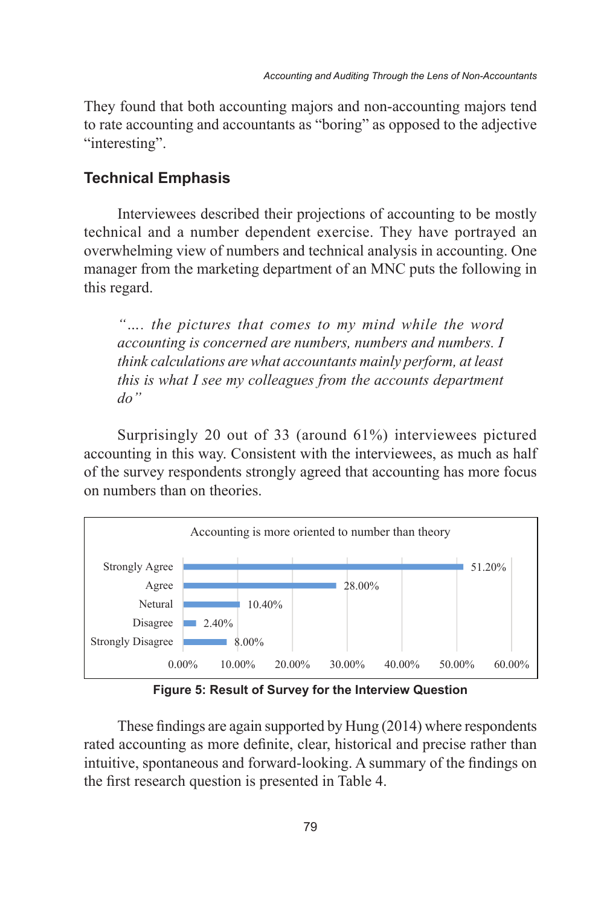They found that both accounting majors and non-accounting majors tend to rate accounting and accountants as "boring" as opposed to the adjective "interesting".

## Technical Emphasis

Interviewees described their projections of accounting to be mostly technical and a number dependent exercise. They have portrayed an overwhelming view of numbers and technical analysis in accounting. One manager from the marketing department of an MNC puts the following in this regard.

> *"…. the pictures that comes to my mind while the word accounting is concerned are numbers, numbers and numbers. I think calculations are what accountants mainly perform, at least this is what I see my colleagues from the accounts department do"*

Surprisingly 20 out of 33 (around 61%) interviewees pictured accounting in this way. Consistent with the interviewees, as much as half of the survey respondents strongly agreed that accounting has more focus on numbers than on theories.

Accounting is more oriented to number than theory

| Response | Percentage |
|---|---|
| Strongly Agree | 51.20% |
| Agree | 28.00% |
| Netural | 10.40% |
| Disagree | 2.40% |
| Strongly Disagree | 8.00% |

**Figure 5: Result of Survey for the Interview Question**

These findings are again supported by Hung (2014) where respondents rated accounting as more definite, clear, historical and precise rather than intuitive, spontaneous and forward-looking. A summary of the findings on the first research question is presented in Table 4.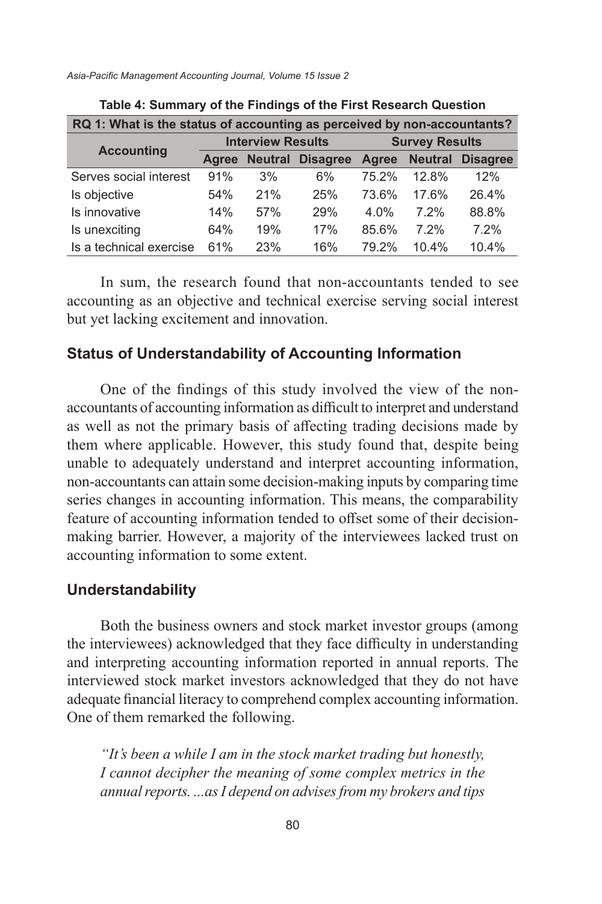**Table 4: Summary of the Findings of the First Research Question**

| RQ 1: What is the status of accounting as perceived by non-accountants? | | | | | | |
|---|---|---|---|---|---|---|
| **Accounting** | **Interview Results** | | | **Survey Results** | | |
| | **Agree** | **Neutral** | **Disagree** | **Agree** | **Neutral** | **Disagree** |
| Serves social interest | 91% | 3% | 6% | 75.2% | 12.8% | 12% |
| Is objective | 54% | 21% | 25% | 73.6% | 17.6% | 26.4% |
| Is innovative | 14% | 57% | 29% | 4.0% | 7.2% | 88.8% |
| Is unexciting | 64% | 19% | 17% | 85.6% | 7.2% | 7.2% |
| Is a technical exercise | 61% | 23% | 16% | 79.2% | 10.4% | 10.4% |

In sum, the research found that non-accountants tended to see accounting as an objective and technical exercise serving social interest but yet lacking excitement and innovation.

## Status of Understandability of Accounting Information

One of the findings of this study involved the view of the non-accountants of accounting information as difficult to interpret and understand as well as not the primary basis of affecting trading decisions made by them where applicable. However, this study found that, despite being unable to adequately understand and interpret accounting information, non-accountants can attain some decision-making inputs by comparing time series changes in accounting information. This means, the comparability feature of accounting information tended to offset some of their decision-making barrier. However, a majority of the interviewees lacked trust on accounting information to some extent.

## Understandability

Both the business owners and stock market investor groups (among the interviewees) acknowledged that they face difficulty in understanding and interpreting accounting information reported in annual reports. The interviewed stock market investors acknowledged that they do not have adequate financial literacy to comprehend complex accounting information. One of them remarked the following.

*"It's been a while I am in the stock market trading but honestly, I cannot decipher the meaning of some complex metrics in the annual reports. ...as I depend on advises from my brokers and tips*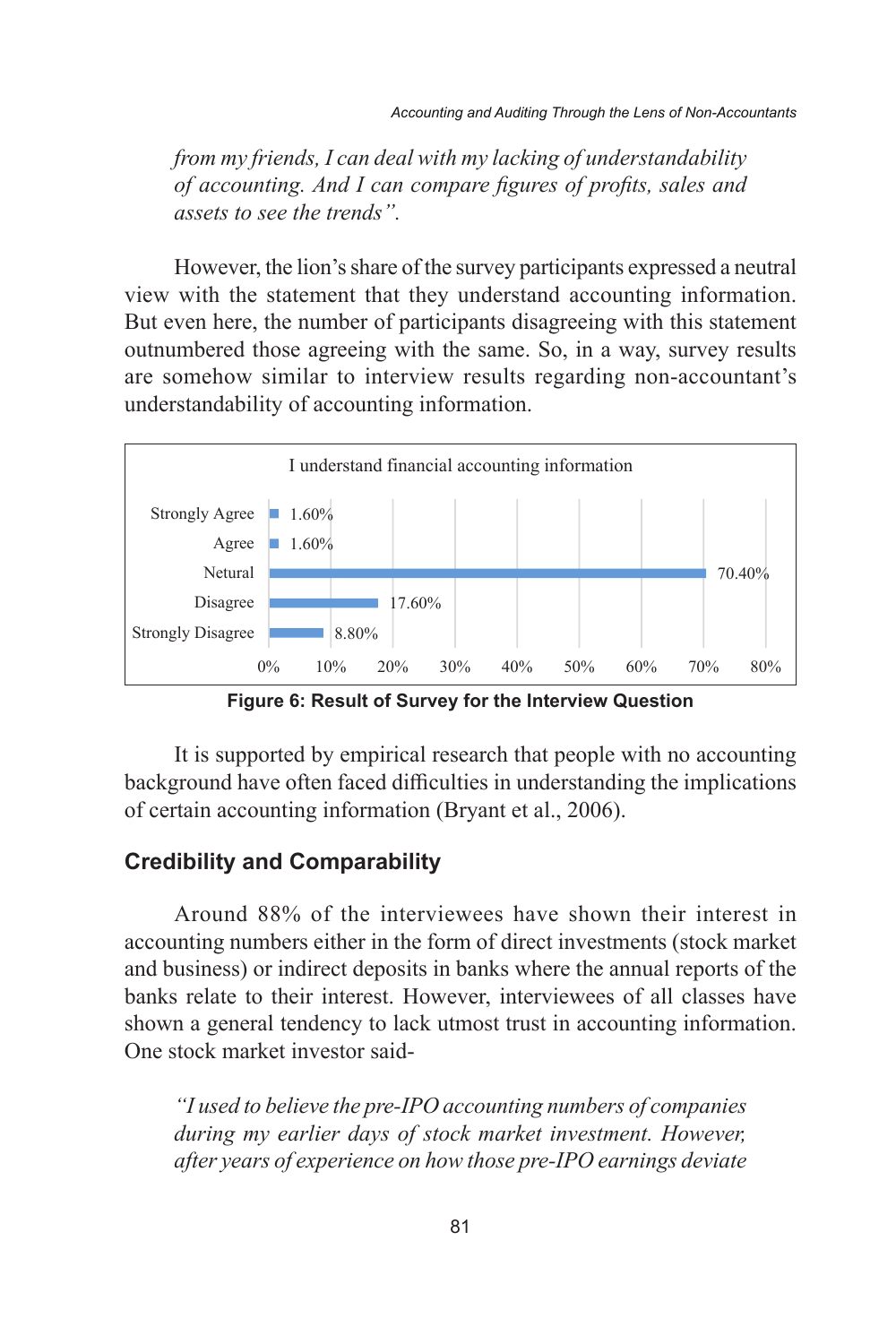*from my friends, I can deal with my lacking of understandability of accounting. And I can compare figures of profits, sales and assets to see the trends".*

However, the lion's share of the survey participants expressed a neutral view with the statement that they understand accounting information. But even here, the number of participants disagreeing with this statement outnumbered those agreeing with the same. So, in a way, survey results are somehow similar to interview results regarding non-accountant's understandability of accounting information.

I understand financial accounting information

| Response | Percentage |
|---|---|
| Strongly Agree | 1.60% |
| Agree | 1.60% |
| Netural | 70.40% |
| Disagree | 17.60% |
| Strongly Disagree | 8.80% |

**Figure 6: Result of Survey for the Interview Question**

It is supported by empirical research that people with no accounting background have often faced difficulties in understanding the implications of certain accounting information (Bryant et al., 2006).

## Credibility and Comparability

Around 88% of the interviewees have shown their interest in accounting numbers either in the form of direct investments (stock market and business) or indirect deposits in banks where the annual reports of the banks relate to their interest. However, interviewees of all classes have shown a general tendency to lack utmost trust in accounting information. One stock market investor said-

*"I used to believe the pre-IPO accounting numbers of companies during my earlier days of stock market investment. However, after years of experience on how those pre-IPO earnings deviate*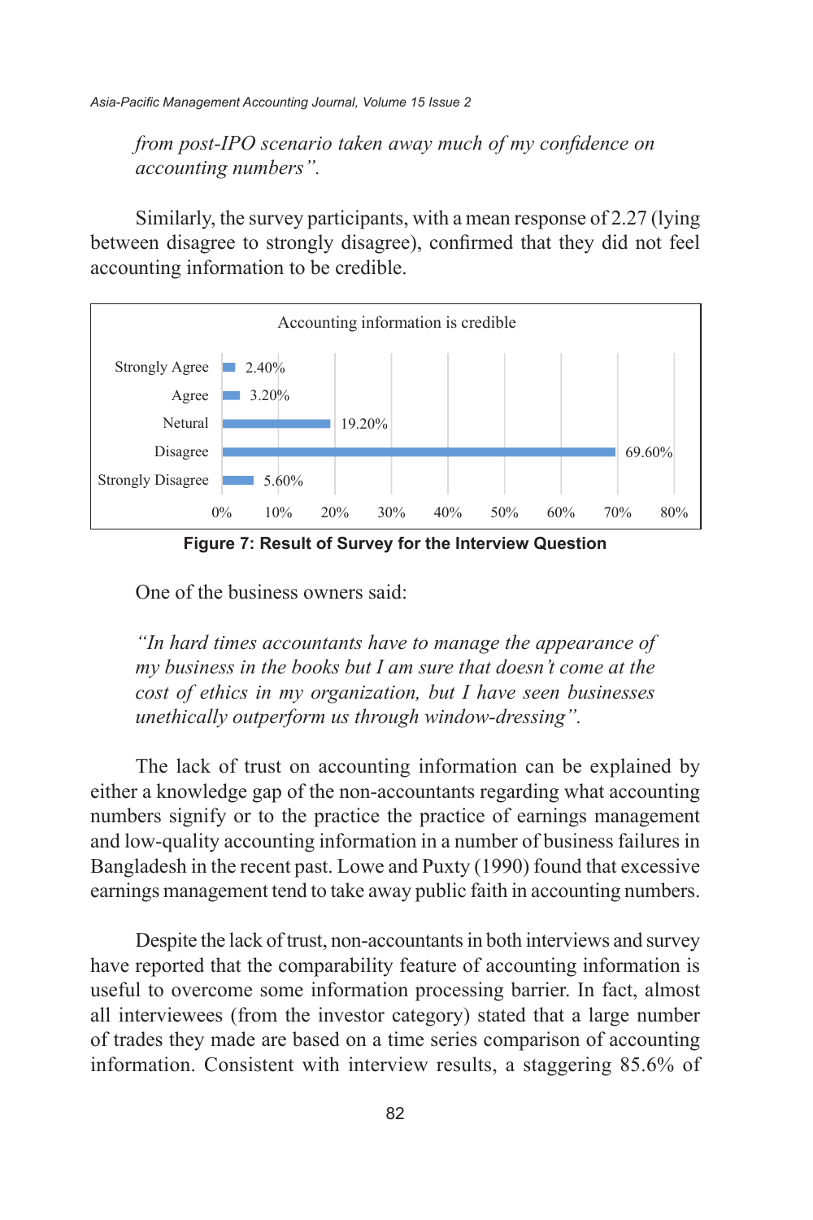*from post-IPO scenario taken away much of my confidence on accounting numbers".*

Similarly, the survey participants, with a mean response of 2.27 (lying between disagree to strongly disagree), confirmed that they did not feel accounting information to be credible.

Accounting information is credible

| Response | Percentage |
|---|---|
| Strongly Agree | 2.40% |
| Agree | 3.20% |
| Netural | 19.20% |
| Disagree | 69.60% |
| Strongly Disagree | 5.60% |

**Figure 7: Result of Survey for the Interview Question**

One of the business owners said:

*"In hard times accountants have to manage the appearance of my business in the books but I am sure that doesn't come at the cost of ethics in my organization, but I have seen businesses unethically outperform us through window-dressing".*

The lack of trust on accounting information can be explained by either a knowledge gap of the non-accountants regarding what accounting numbers signify or to the practice the practice of earnings management and low-quality accounting information in a number of business failures in Bangladesh in the recent past. Lowe and Puxty (1990) found that excessive earnings management tend to take away public faith in accounting numbers.

Despite the lack of trust, non-accountants in both interviews and survey have reported that the comparability feature of accounting information is useful to overcome some information processing barrier. In fact, almost all interviewees (from the investor category) stated that a large number of trades they made are based on a time series comparison of accounting information. Consistent with interview results, a staggering 85.6% of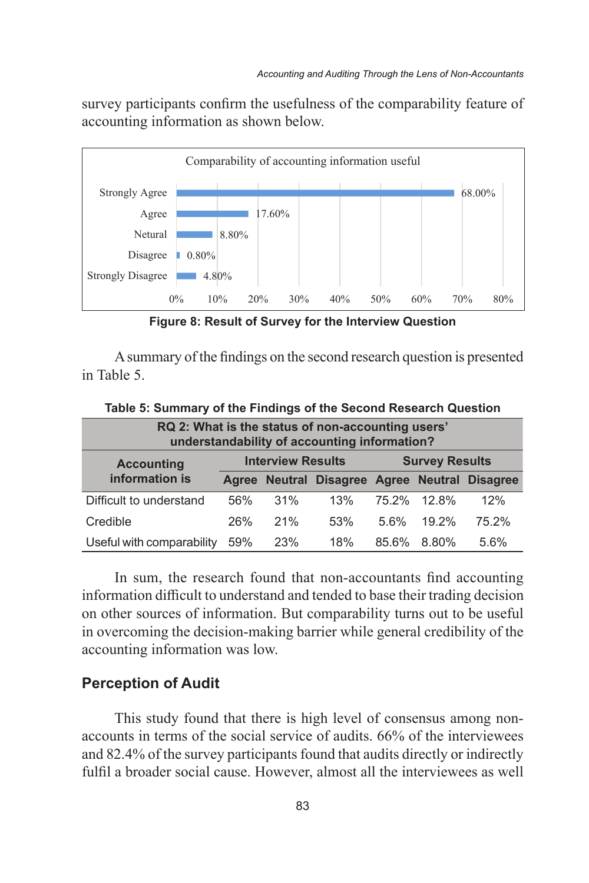survey participants confirm the usefulness of the comparability feature of accounting information as shown below.

| Comparability of accounting information useful | |
|---|---|
| Strongly Agree | 68.00% |
| Agree | 17.60% |
| Netural | 8.80% |
| Disagree | 0.80% |
| Strongly Disagree | 4.80% |

**Figure 8: Result of Survey for the Interview Question**

A summary of the findings on the second research question is presented in Table 5.

**Table 5: Summary of the Findings of the Second Research Question**

| RQ 2: What is the status of non-accounting users' understandability of accounting information? | | | | | | |
|---|---|---|---|---|---|---|
| Accounting information is | Interview Results | | | Survey Results | | |
| | Agree | Neutral | Disagree | Agree | Neutral | Disagree |
| Difficult to understand | 56% | 31% | 13% | 75.2% | 12.8% | 12% |
| Credible | 26% | 21% | 53% | 5.6% | 19.2% | 75.2% |
| Useful with comparability | 59% | 23% | 18% | 85.6% | 8.80% | 5.6% |

In sum, the research found that non-accountants find accounting information difficult to understand and tended to base their trading decision on other sources of information. But comparability turns out to be useful in overcoming the decision-making barrier while general credibility of the accounting information was low.

## Perception of Audit

This study found that there is high level of consensus among non-accounts in terms of the social service of audits. 66% of the interviewees and 82.4% of the survey participants found that audits directly or indirectly fulfil a broader social cause. However, almost all the interviewees as well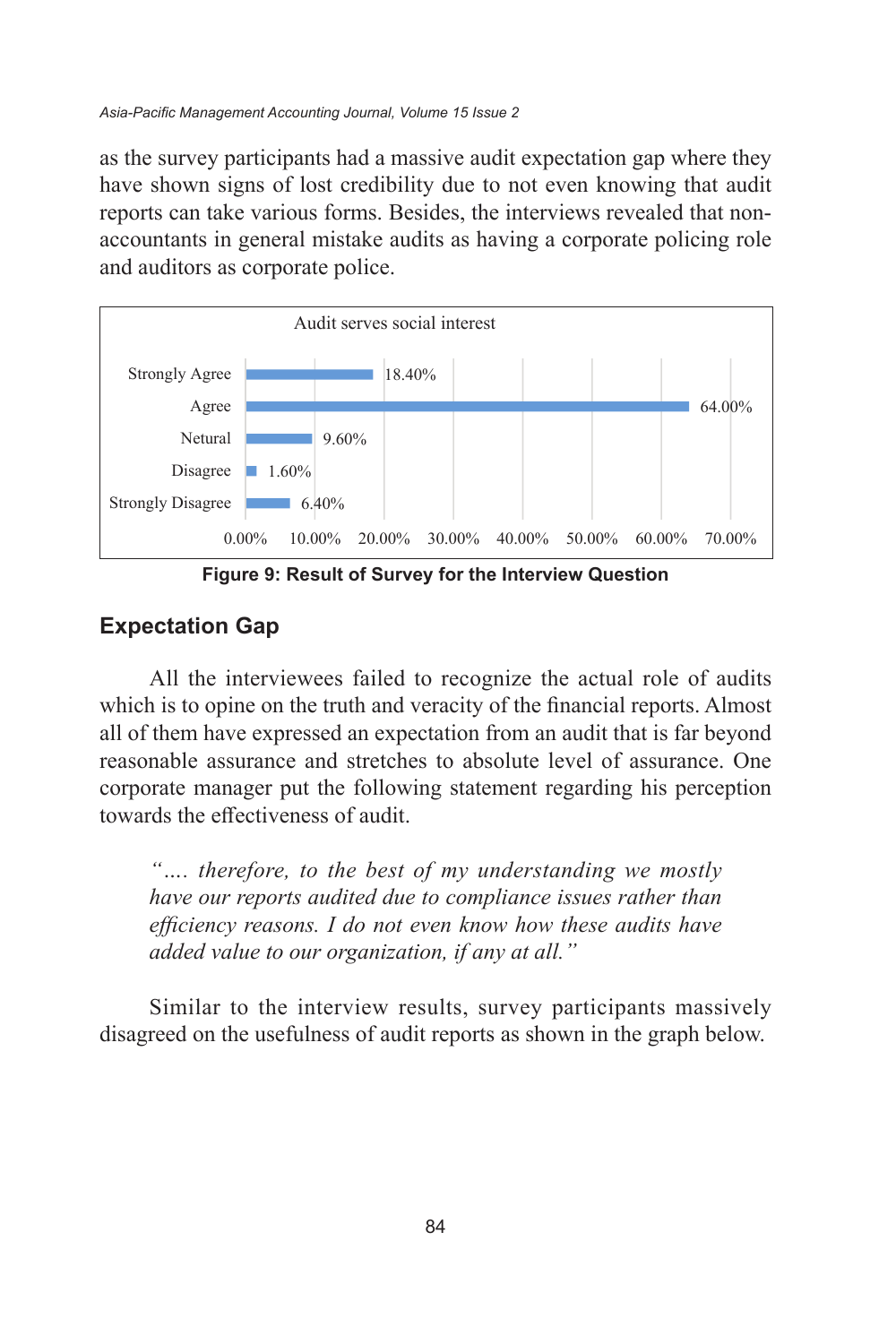as the survey participants had a massive audit expectation gap where they have shown signs of lost credibility due to not even knowing that audit reports can take various forms. Besides, the interviews revealed that non-accountants in general mistake audits as having a corporate policing role and auditors as corporate police.

Audit serves social interest

| Response | Percentage |
| --- | --- |
| Strongly Agree | 18.40% |
| Agree | 64.00% |
| Netural | 9.60% |
| Disagree | 1.60% |
| Strongly Disagree | 6.40% |

**Figure 9: Result of Survey for the Interview Question**

## Expectation Gap

All the interviewees failed to recognize the actual role of audits which is to opine on the truth and veracity of the financial reports. Almost all of them have expressed an expectation from an audit that is far beyond reasonable assurance and stretches to absolute level of assurance. One corporate manager put the following statement regarding his perception towards the effectiveness of audit.

> *"…. therefore, to the best of my understanding we mostly have our reports audited due to compliance issues rather than efficiency reasons. I do not even know how these audits have added value to our organization, if any at all."*

Similar to the interview results, survey participants massively disagreed on the usefulness of audit reports as shown in the graph below.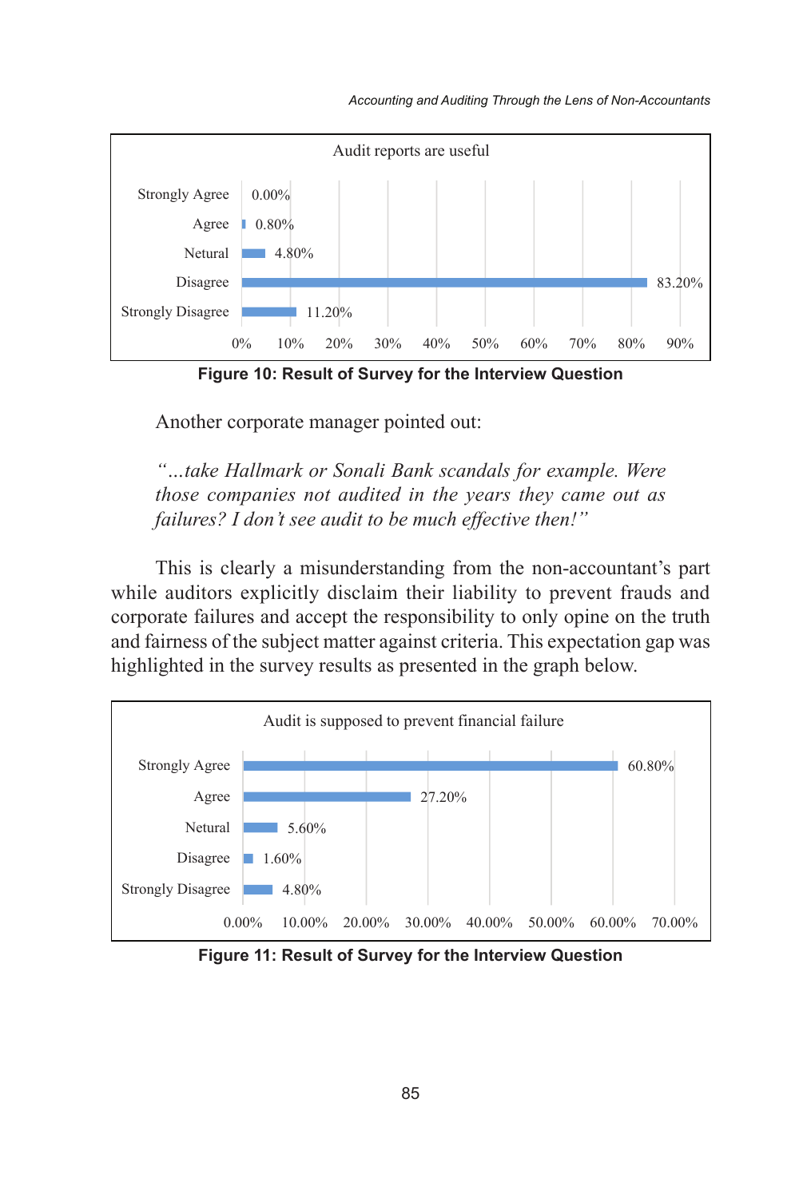| Audit reports are useful | |
|---|---|
| Strongly Agree | 0.00% |
| Agree | 0.80% |
| Netural | 4.80% |
| Disagree | 83.20% |
| Strongly Disagree | 11.20% |

**Figure 10: Result of Survey for the Interview Question**

Another corporate manager pointed out:

*"...take Hallmark or Sonali Bank scandals for example. Were those companies not audited in the years they came out as failures? I don't see audit to be much effective then!"*

This is clearly a misunderstanding from the non-accountant's part while auditors explicitly disclaim their liability to prevent frauds and corporate failures and accept the responsibility to only opine on the truth and fairness of the subject matter against criteria. This expectation gap was highlighted in the survey results as presented in the graph below.

| Audit is supposed to prevent financial failure | |
|---|---|
| Strongly Agree | 60.80% |
| Agree | 27.20% |
| Netural | 5.60% |
| Disagree | 1.60% |
| Strongly Disagree | 4.80% |

**Figure 11: Result of Survey for the Interview Question**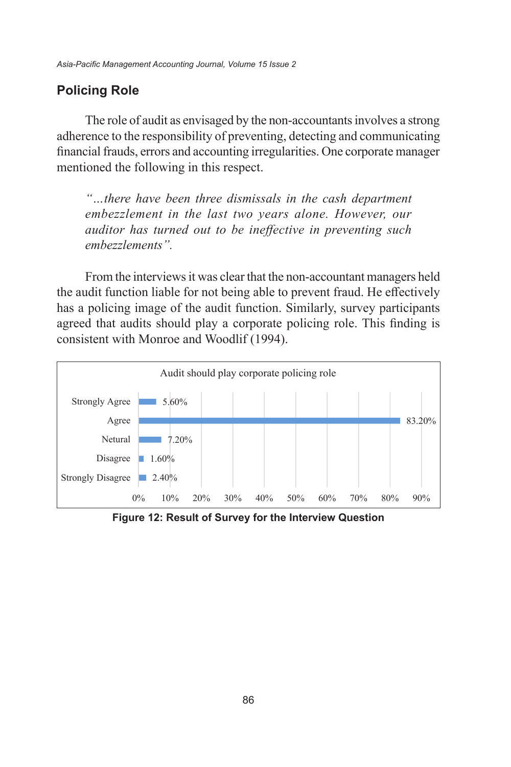## Policing Role

The role of audit as envisaged by the non-accountants involves a strong adherence to the responsibility of preventing, detecting and communicating financial frauds, errors and accounting irregularities. One corporate manager mentioned the following in this respect.

> *"…there have been three dismissals in the cash department embezzlement in the last two years alone. However, our auditor has turned out to be ineffective in preventing such embezzlements".*

From the interviews it was clear that the non-accountant managers held the audit function liable for not being able to prevent fraud. He effectively has a policing image of the audit function. Similarly, survey participants agreed that audits should play a corporate policing role. This finding is consistent with Monroe and Woodlif (1994).

Audit should play corporate policing role

| Response | Percentage |
|---|---|
| Strongly Agree | 5.60% |
| Agree | 83.20% |
| Netural | 7.20% |
| Disagree | 1.60% |
| Strongly Disagree | 2.40% |

**Figure 12: Result of Survey for the Interview Question**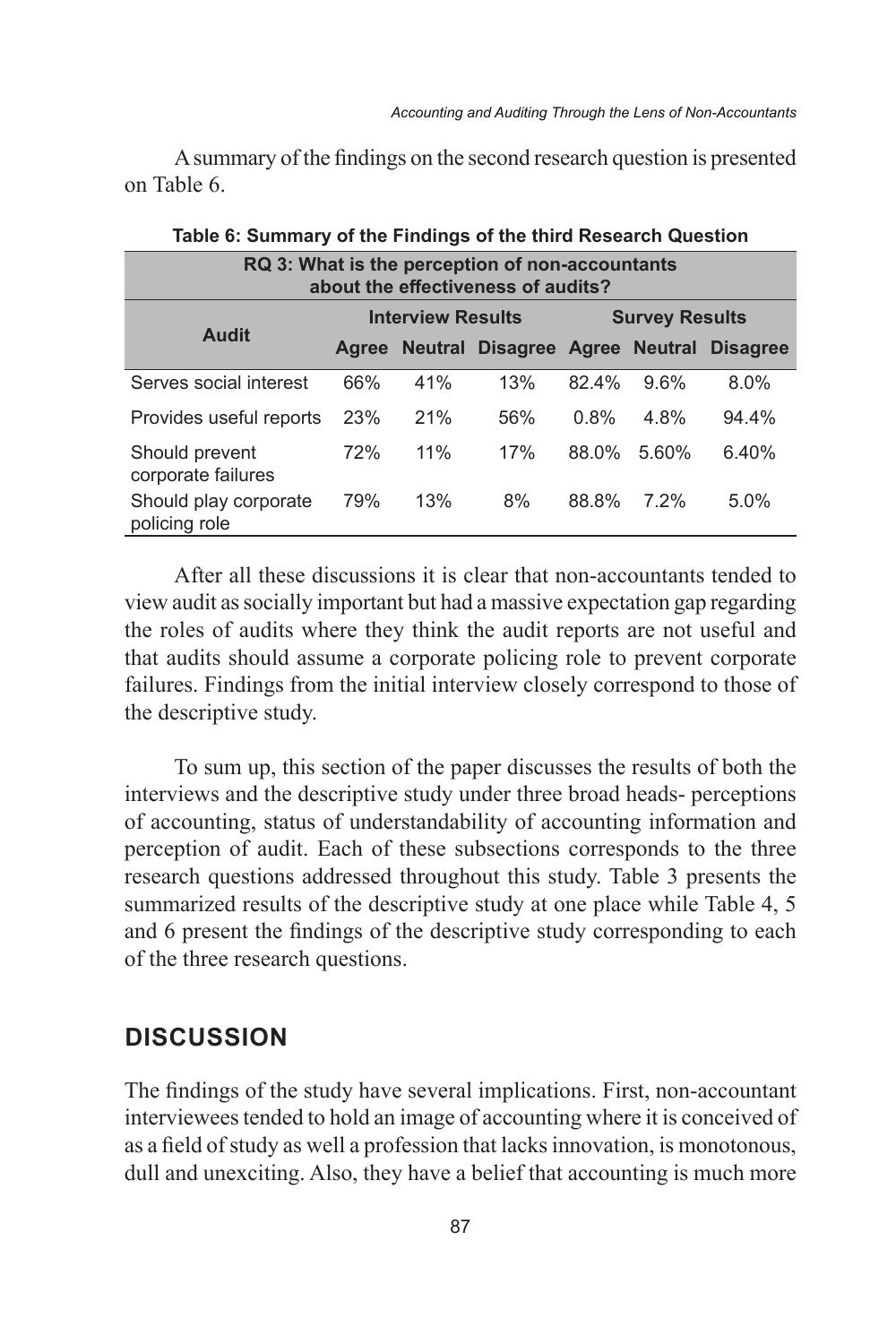A summary of the findings on the second research question is presented on Table 6.

**Table 6: Summary of the Findings of the third Research Question**

| RQ 3: What is the perception of non-accountants about the effectiveness of audits? | | | | | | |
|---|---|---|---|---|---|---|
| **Audit** | **Interview Results** | | | **Survey Results** | | |
| | **Agree** | **Neutral** | **Disagree** | **Agree** | **Neutral** | **Disagree** |
| Serves social interest | 66% | 41% | 13% | 82.4% | 9.6% | 8.0% |
| Provides useful reports | 23% | 21% | 56% | 0.8% | 4.8% | 94.4% |
| Should prevent corporate failures | 72% | 11% | 17% | 88.0% | 5.60% | 6.40% |
| Should play corporate policing role | 79% | 13% | 8% | 88.8% | 7.2% | 5.0% |

After all these discussions it is clear that non-accountants tended to view audit as socially important but had a massive expectation gap regarding the roles of audits where they think the audit reports are not useful and that audits should assume a corporate policing role to prevent corporate failures. Findings from the initial interview closely correspond to those of the descriptive study.

To sum up, this section of the paper discusses the results of both the interviews and the descriptive study under three broad heads- perceptions of accounting, status of understandability of accounting information and perception of audit. Each of these subsections corresponds to the three research questions addressed throughout this study. Table 3 presents the summarized results of the descriptive study at one place while Table 4, 5 and 6 present the findings of the descriptive study corresponding to each of the three research questions.

## DISCUSSION

The findings of the study have several implications. First, non-accountant interviewees tended to hold an image of accounting where it is conceived of as a field of study as well a profession that lacks innovation, is monotonous, dull and unexciting. Also, they have a belief that accounting is much more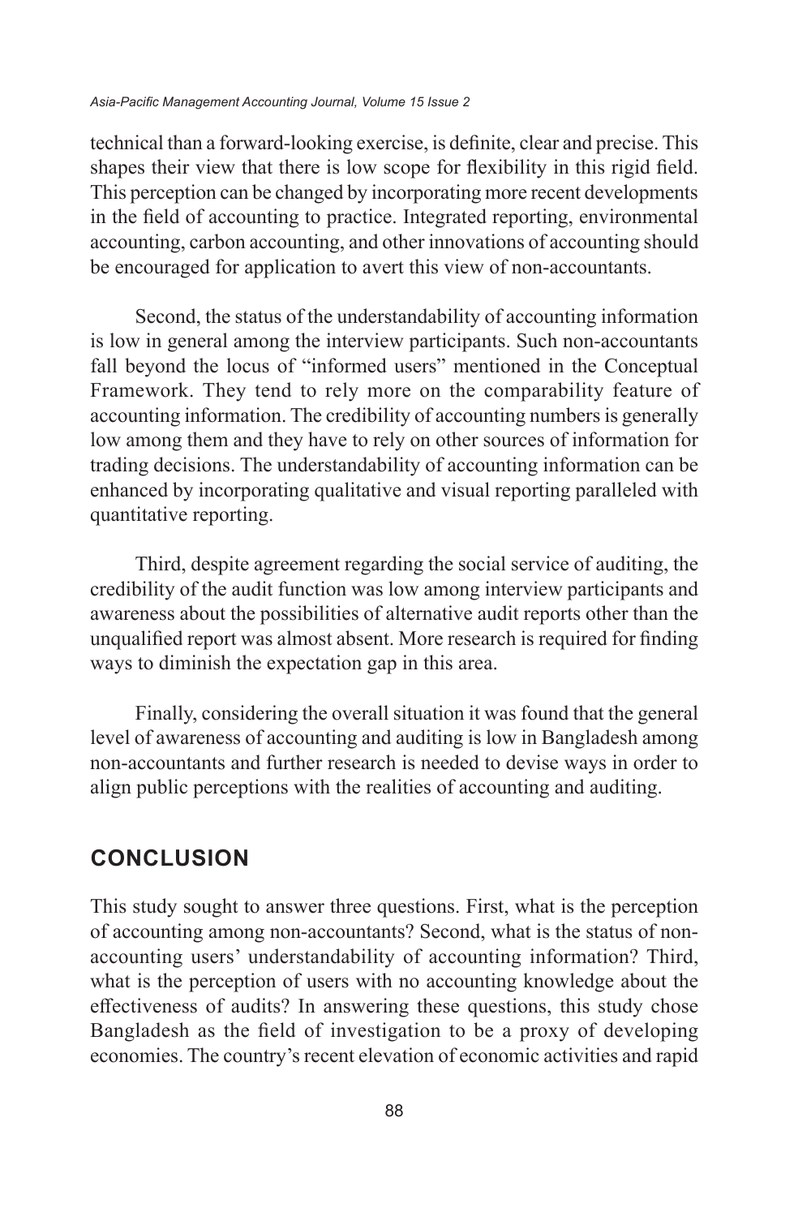technical than a forward-looking exercise, is definite, clear and precise. This shapes their view that there is low scope for flexibility in this rigid field. This perception can be changed by incorporating more recent developments in the field of accounting to practice. Integrated reporting, environmental accounting, carbon accounting, and other innovations of accounting should be encouraged for application to avert this view of non-accountants.

Second, the status of the understandability of accounting information is low in general among the interview participants. Such non-accountants fall beyond the locus of "informed users" mentioned in the Conceptual Framework. They tend to rely more on the comparability feature of accounting information. The credibility of accounting numbers is generally low among them and they have to rely on other sources of information for trading decisions. The understandability of accounting information can be enhanced by incorporating qualitative and visual reporting paralleled with quantitative reporting.

Third, despite agreement regarding the social service of auditing, the credibility of the audit function was low among interview participants and awareness about the possibilities of alternative audit reports other than the unqualified report was almost absent. More research is required for finding ways to diminish the expectation gap in this area.

Finally, considering the overall situation it was found that the general level of awareness of accounting and auditing is low in Bangladesh among non-accountants and further research is needed to devise ways in order to align public perceptions with the realities of accounting and auditing.

## CONCLUSION

This study sought to answer three questions. First, what is the perception of accounting among non-accountants? Second, what is the status of non-accounting users' understandability of accounting information? Third, what is the perception of users with no accounting knowledge about the effectiveness of audits? In answering these questions, this study chose Bangladesh as the field of investigation to be a proxy of developing economies. The country's recent elevation of economic activities and rapid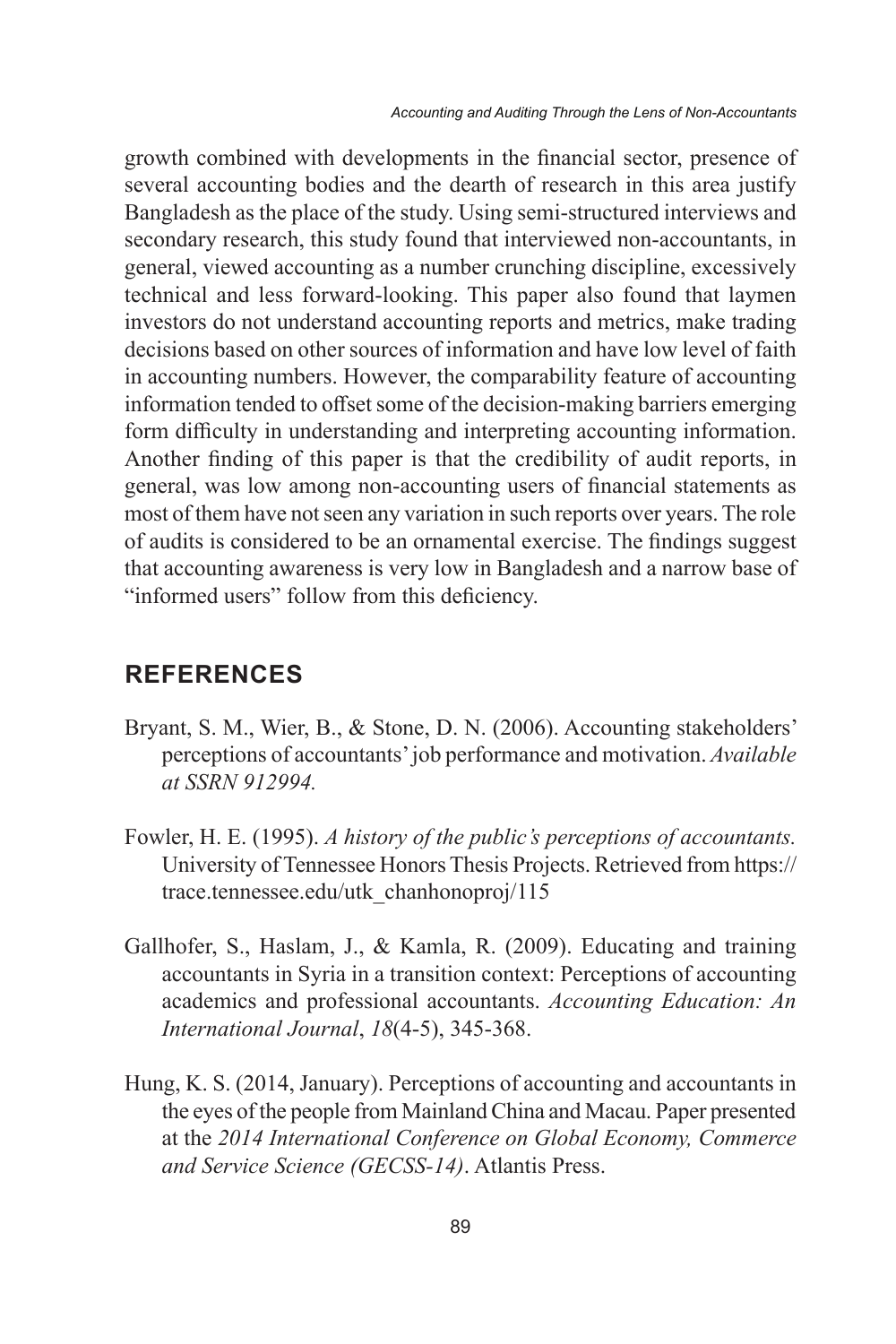growth combined with developments in the financial sector, presence of several accounting bodies and the dearth of research in this area justify Bangladesh as the place of the study. Using semi-structured interviews and secondary research, this study found that interviewed non-accountants, in general, viewed accounting as a number crunching discipline, excessively technical and less forward-looking. This paper also found that laymen investors do not understand accounting reports and metrics, make trading decisions based on other sources of information and have low level of faith in accounting numbers. However, the comparability feature of accounting information tended to offset some of the decision-making barriers emerging form difficulty in understanding and interpreting accounting information. Another finding of this paper is that the credibility of audit reports, in general, was low among non-accounting users of financial statements as most of them have not seen any variation in such reports over years. The role of audits is considered to be an ornamental exercise. The findings suggest that accounting awareness is very low in Bangladesh and a narrow base of "informed users" follow from this deficiency.

## REFERENCES

Bryant, S. M., Wier, B., & Stone, D. N. (2006). Accounting stakeholders' perceptions of accountants' job performance and motivation. *Available at SSRN 912994.*

Fowler, H. E. (1995). *A history of the public's perceptions of accountants.* University of Tennessee Honors Thesis Projects. Retrieved from https://trace.tennessee.edu/utk_chanhonoproj/115

Gallhofer, S., Haslam, J., & Kamla, R. (2009). Educating and training accountants in Syria in a transition context: Perceptions of accounting academics and professional accountants. *Accounting Education: An International Journal*, *18*(4-5), 345-368.

Hung, K. S. (2014, January). Perceptions of accounting and accountants in the eyes of the people from Mainland China and Macau. Paper presented at the *2014 International Conference on Global Economy, Commerce and Service Science (GECSS-14)*. Atlantis Press.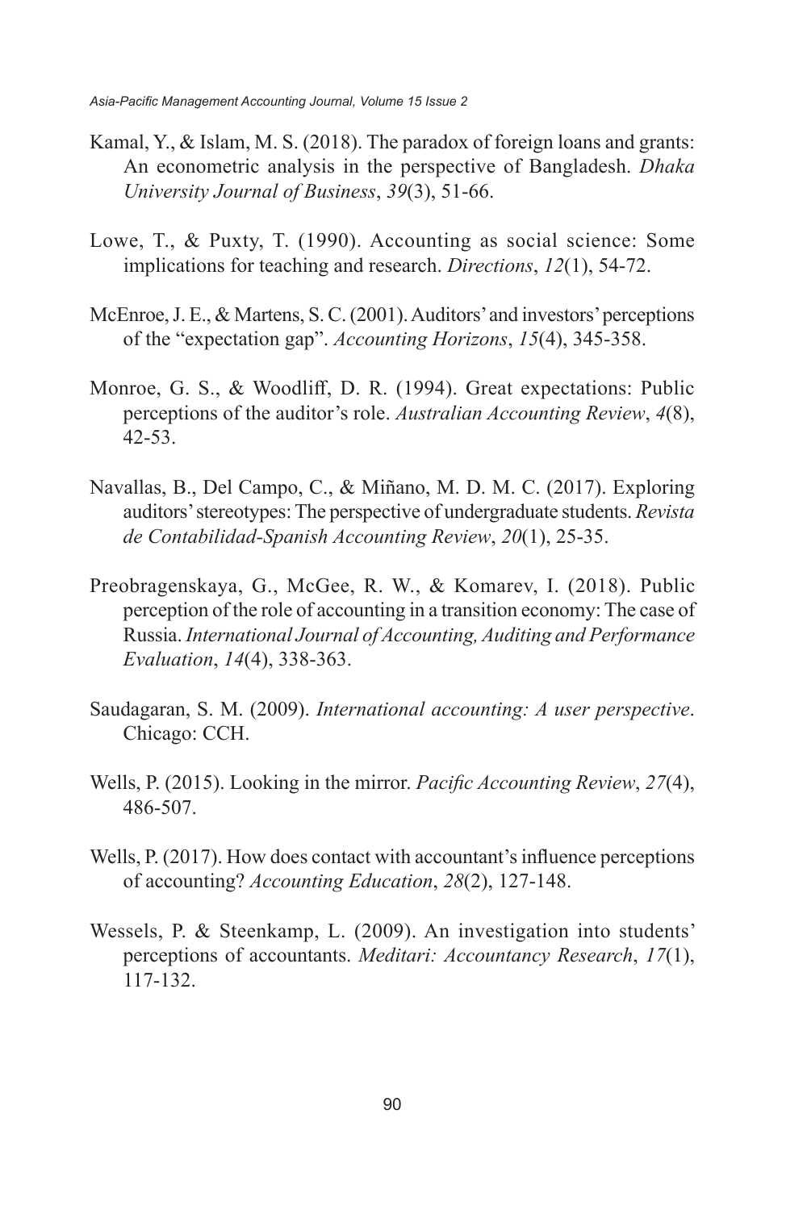Kamal, Y., & Islam, M. S. (2018). The paradox of foreign loans and grants: An econometric analysis in the perspective of Bangladesh. *Dhaka University Journal of Business*, *39*(3), 51-66.

Lowe, T., & Puxty, T. (1990). Accounting as social science: Some implications for teaching and research. *Directions*, *12*(1), 54-72.

McEnroe, J. E., & Martens, S. C. (2001). Auditors' and investors' perceptions of the "expectation gap". *Accounting Horizons*, *15*(4), 345-358.

Monroe, G. S., & Woodliff, D. R. (1994). Great expectations: Public perceptions of the auditor's role. *Australian Accounting Review*, *4*(8), 42-53.

Navallas, B., Del Campo, C., & Miñano, M. D. M. C. (2017). Exploring auditors' stereotypes: The perspective of undergraduate students. *Revista de Contabilidad-Spanish Accounting Review*, *20*(1), 25-35.

Preobragenskaya, G., McGee, R. W., & Komarev, I. (2018). Public perception of the role of accounting in a transition economy: The case of Russia. *International Journal of Accounting, Auditing and Performance Evaluation*, *14*(4), 338-363.

Saudagaran, S. M. (2009). *International accounting: A user perspective*. Chicago: CCH.

Wells, P. (2015). Looking in the mirror. *Pacific Accounting Review*, *27*(4), 486-507.

Wells, P. (2017). How does contact with accountant's influence perceptions of accounting? *Accounting Education*, *28*(2), 127-148.

Wessels, P. & Steenkamp, L. (2009). An investigation into students' perceptions of accountants. *Meditari: Accountancy Research*, *17*(1), 117-132.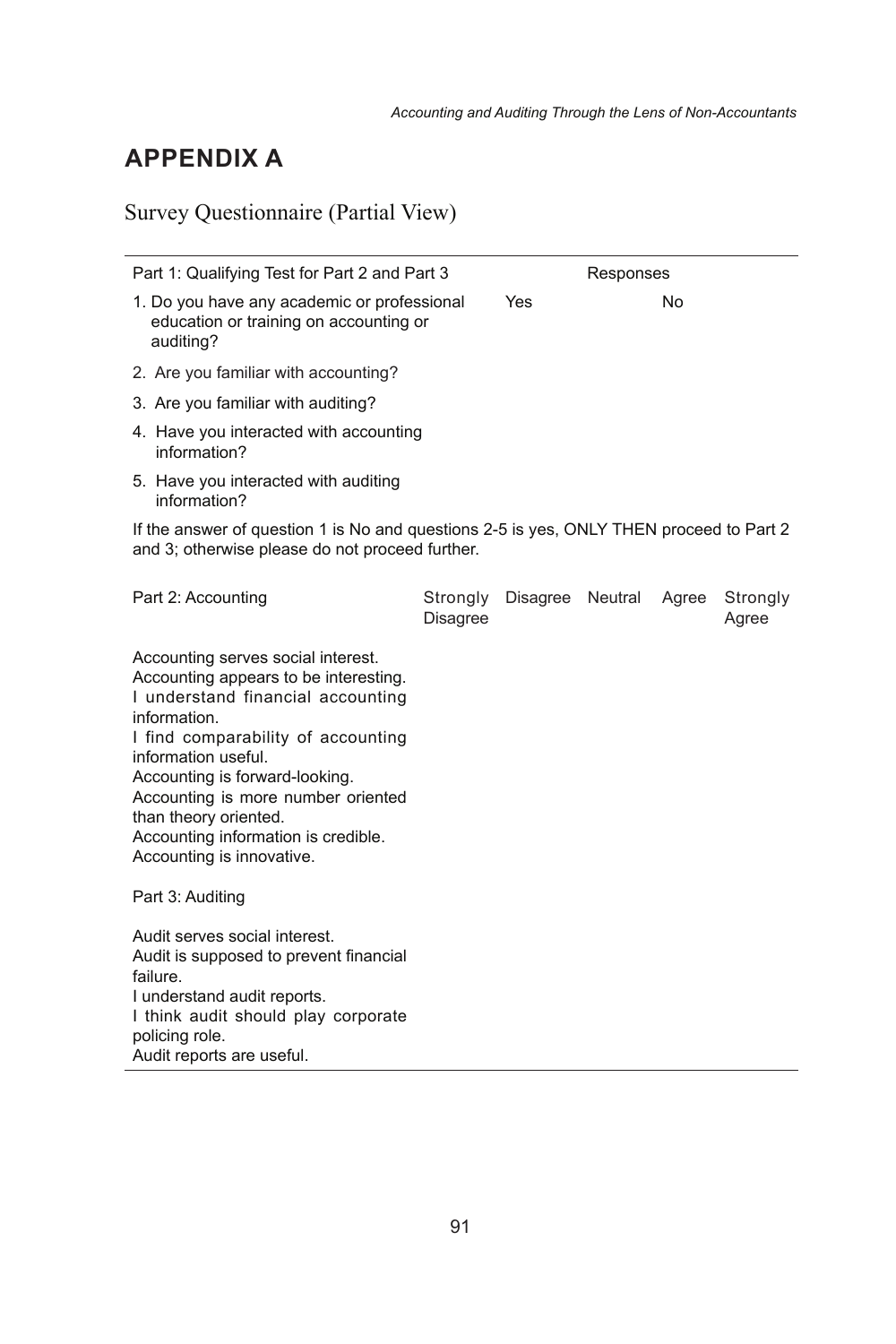## APPENDIX A

### Survey Questionnaire (Partial View)

| Part 1: Qualifying Test for Part 2 and Part 3 | Responses | |
|---|---|---|
| | Yes | No |
| 1. Do you have any academic or professional education or training on accounting or auditing? | | |
| 2. Are you familiar with accounting? | | |
| 3. Are you familiar with auditing? | | |
| 4. Have you interacted with accounting information? | | |
| 5. Have you interacted with auditing information? | | |

If the answer of question 1 is No and questions 2-5 is yes, ONLY THEN proceed to Part 2 and 3; otherwise please do not proceed further.

| Part 2: Accounting | Strongly Disagree | Disagree | Neutral | Agree | Strongly Agree |
|---|---|---|---|---|---|
| Accounting serves social interest. | | | | | |
| Accounting appears to be interesting. | | | | | |
| I understand financial accounting information. | | | | | |
| I find comparability of accounting information useful. | | | | | |
| Accounting is forward-looking. | | | | | |
| Accounting is more number oriented than theory oriented. | | | | | |
| Accounting information is credible. | | | | | |
| Accounting is innovative. | | | | | |
| **Part 3: Auditing** | | | | | |
| Audit serves social interest. | | | | | |
| Audit is supposed to prevent financial failure. | | | | | |
| I understand audit reports. | | | | | |
| I think audit should play corporate policing role. | | | | | |
| Audit reports are useful. | | | | | |